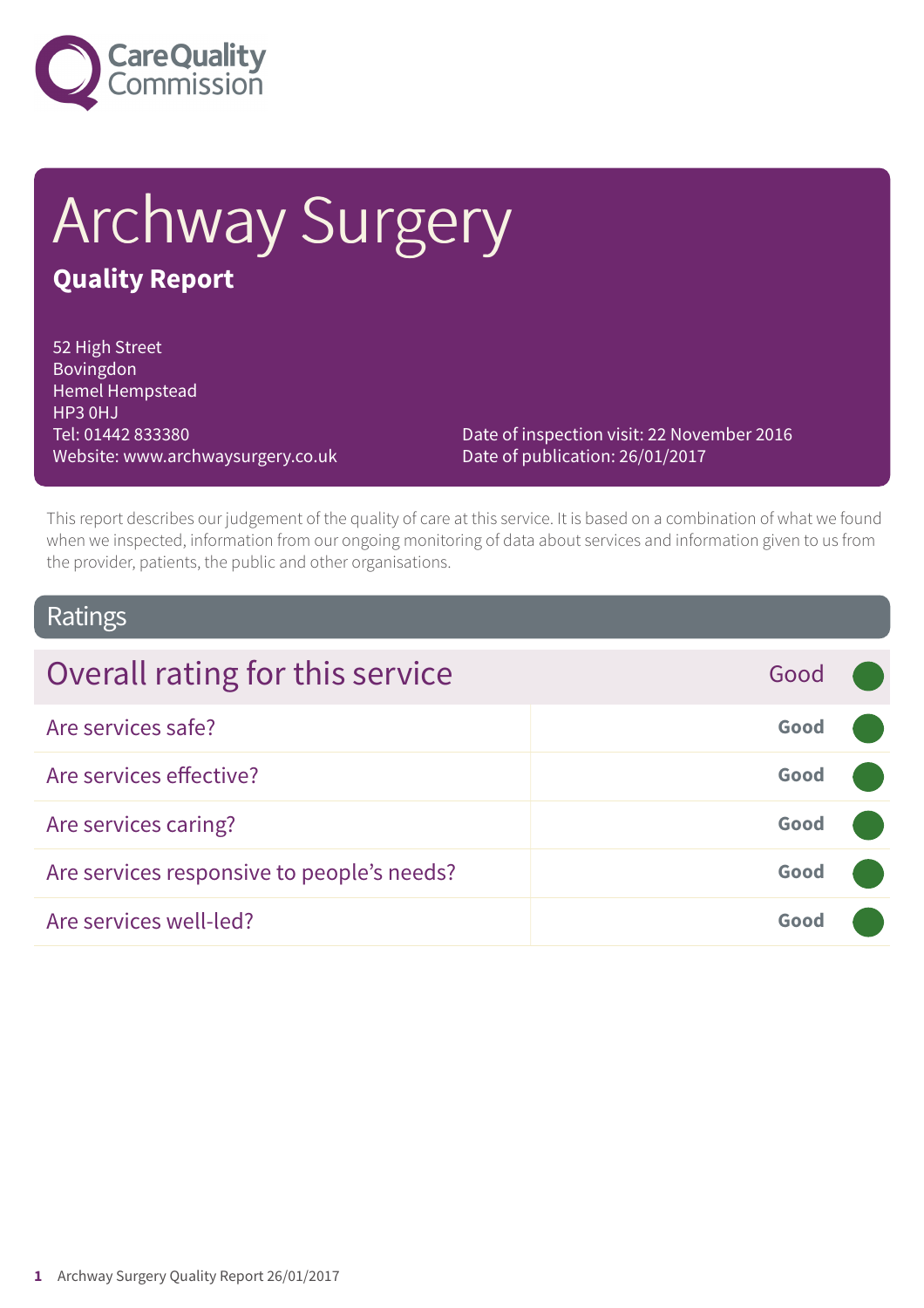Care Quality Commission

# Archway Surgery

## Quality Report

52 High Street
Bovingdon
Hemel Hempstead
HP3 0HJ
Tel: 01442 833380
Website: www.archwaysurgery.co.uk

Date of inspection visit: 22 November 2016
Date of publication: 26/01/2017

This report describes our judgement of the quality of care at this service. It is based on a combination of what we found when we inspected, information from our ongoing monitoring of data about services and information given to us from the provider, patients, the public and other organisations.

## Ratings

| Overall rating for this service | Good |
|---|---|
| Are services safe? | **Good** |
| Are services effective? | **Good** |
| Are services caring? | **Good** |
| Are services responsive to people's needs? | **Good** |
| Are services well-led? | **Good** |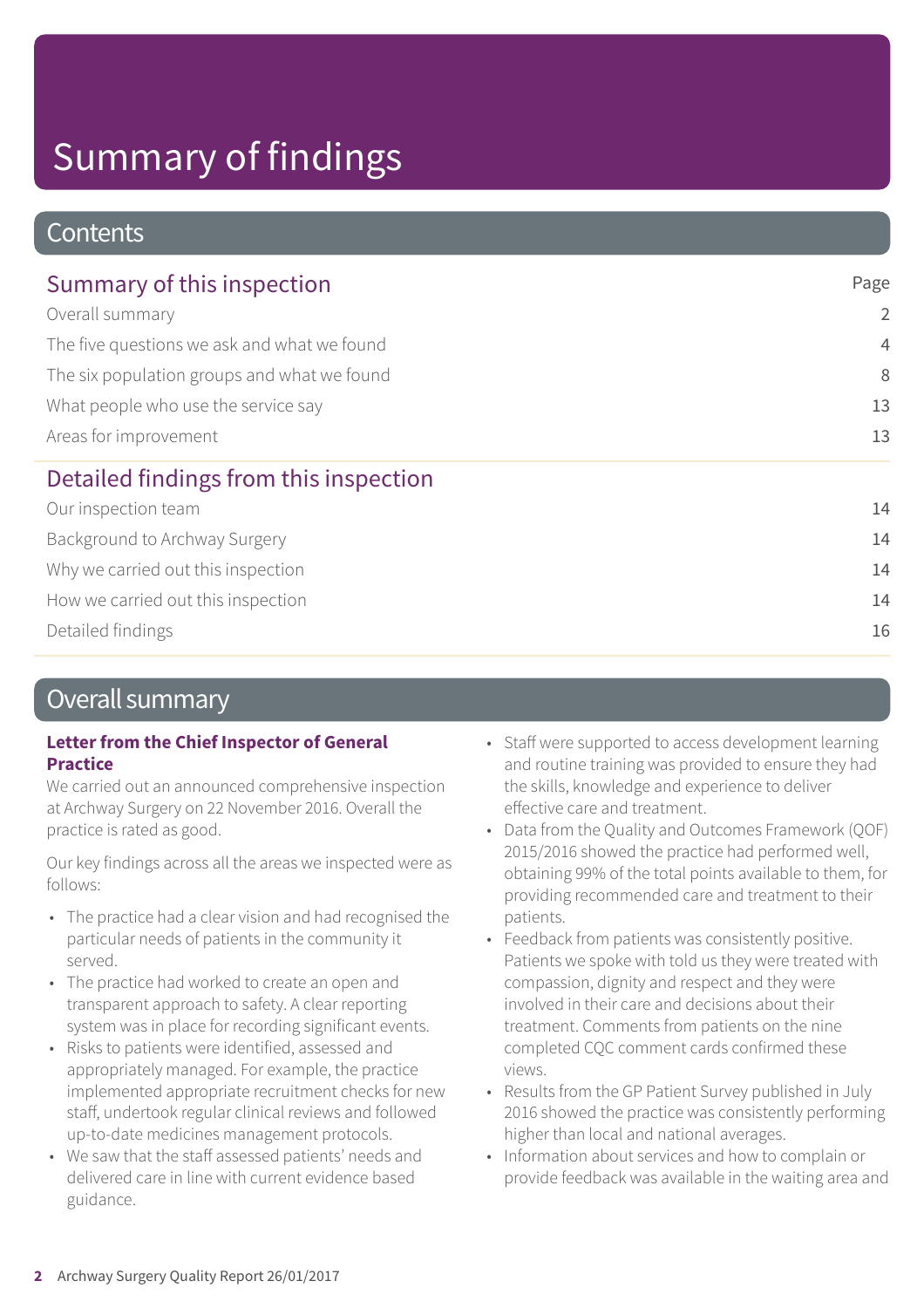# Summary of findings

## Contents

| Summary of this inspection | Page |
| --- | --- |
| Overall summary | 2 |
| The five questions we ask and what we found | 4 |
| The six population groups and what we found | 8 |
| What people who use the service say | 13 |
| Areas for improvement | 13 |

| Detailed findings from this inspection | |
| --- | --- |
| Our inspection team | 14 |
| Background to Archway Surgery | 14 |
| Why we carried out this inspection | 14 |
| How we carried out this inspection | 14 |
| Detailed findings | 16 |

## Overall summary

**Letter from the Chief Inspector of General Practice**

We carried out an announced comprehensive inspection at Archway Surgery on 22 November 2016. Overall the practice is rated as good.

Our key findings across all the areas we inspected were as follows:

- The practice had a clear vision and had recognised the particular needs of patients in the community it served.
- The practice had worked to create an open and transparent approach to safety. A clear reporting system was in place for recording significant events.
- Risks to patients were identified, assessed and appropriately managed. For example, the practice implemented appropriate recruitment checks for new staff, undertook regular clinical reviews and followed up-to-date medicines management protocols.
- We saw that the staff assessed patients' needs and delivered care in line with current evidence based guidance.
- Staff were supported to access development learning and routine training was provided to ensure they had the skills, knowledge and experience to deliver effective care and treatment.
- Data from the Quality and Outcomes Framework (QOF) 2015/2016 showed the practice had performed well, obtaining 99% of the total points available to them, for providing recommended care and treatment to their patients.
- Feedback from patients was consistently positive. Patients we spoke with told us they were treated with compassion, dignity and respect and they were involved in their care and decisions about their treatment. Comments from patients on the nine completed CQC comment cards confirmed these views.
- Results from the GP Patient Survey published in July 2016 showed the practice was consistently performing higher than local and national averages.
- Information about services and how to complain or provide feedback was available in the waiting area and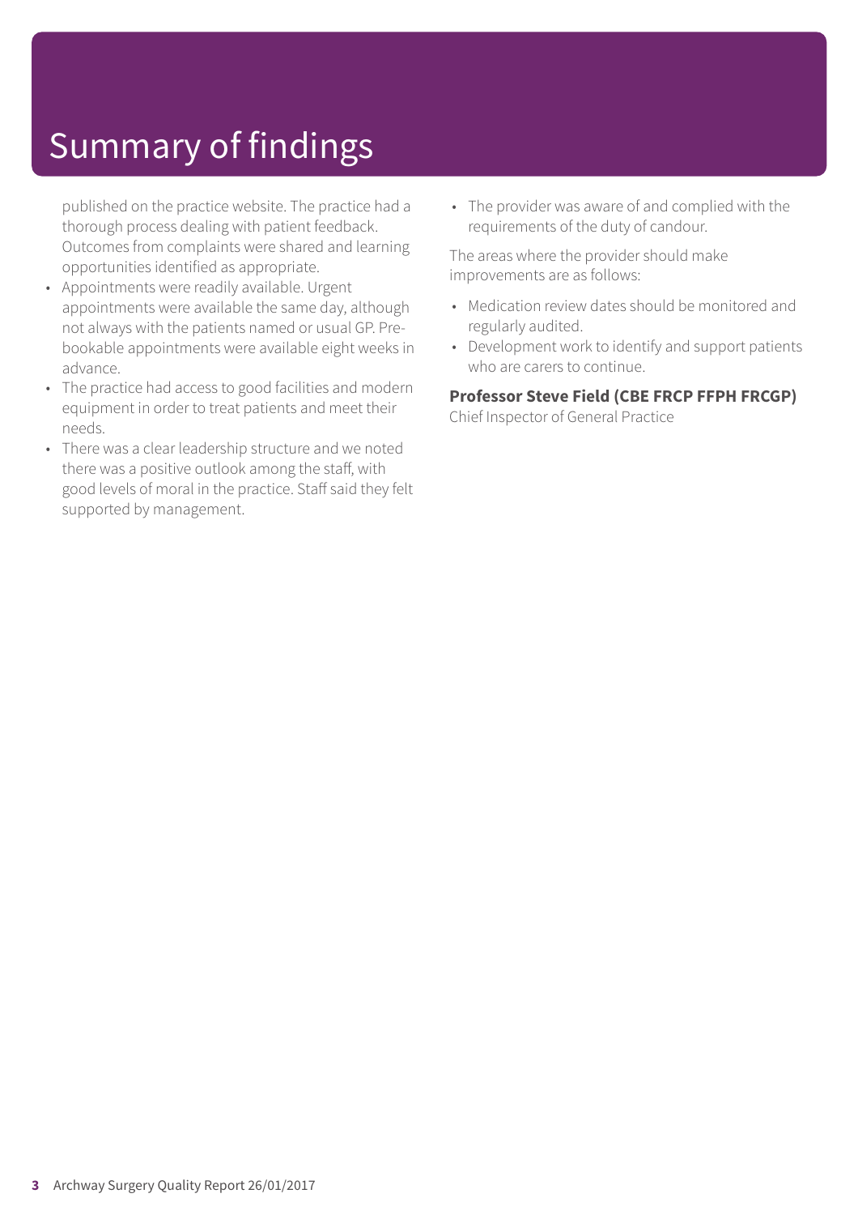# Summary of findings

published on the practice website. The practice had a thorough process dealing with patient feedback. Outcomes from complaints were shared and learning opportunities identified as appropriate.

- Appointments were readily available. Urgent appointments were available the same day, although not always with the patients named or usual GP. Pre-bookable appointments were available eight weeks in advance.
- The practice had access to good facilities and modern equipment in order to treat patients and meet their needs.
- There was a clear leadership structure and we noted there was a positive outlook among the staff, with good levels of moral in the practice. Staff said they felt supported by management.
- The provider was aware of and complied with the requirements of the duty of candour.

The areas where the provider should make improvements are as follows:

- Medication review dates should be monitored and regularly audited.
- Development work to identify and support patients who are carers to continue.

**Professor Steve Field (CBE FRCP FFPH FRCGP)**
Chief Inspector of General Practice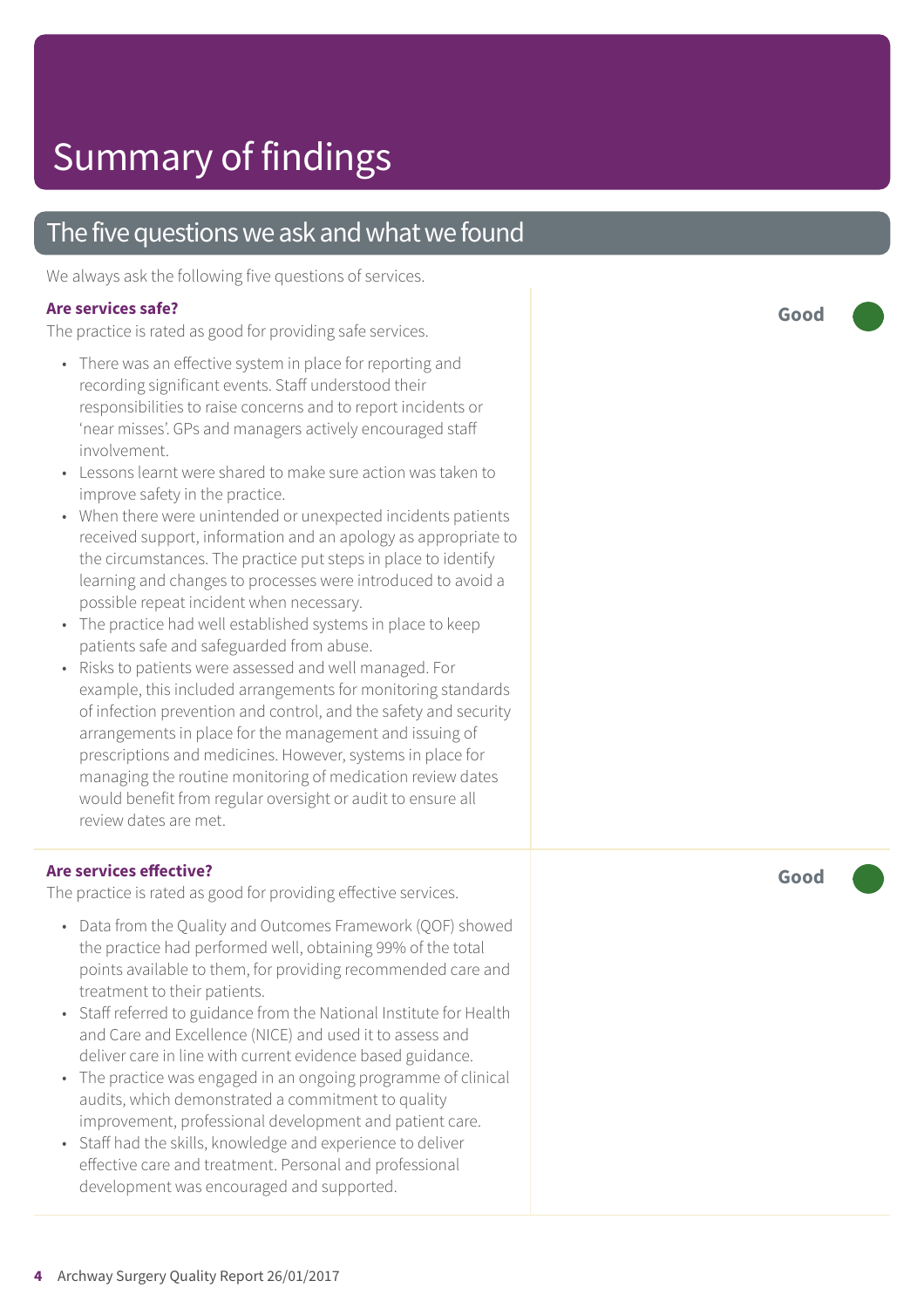# Summary of findings

## The five questions we ask and what we found

We always ask the following five questions of services.

### Are services safe?

**Good**

The practice is rated as good for providing safe services.

- There was an effective system in place for reporting and recording significant events. Staff understood their responsibilities to raise concerns and to report incidents or 'near misses'. GPs and managers actively encouraged staff involvement.
- Lessons learnt were shared to make sure action was taken to improve safety in the practice.
- When there were unintended or unexpected incidents patients received support, information and an apology as appropriate to the circumstances. The practice put steps in place to identify learning and changes to processes were introduced to avoid a possible repeat incident when necessary.
- The practice had well established systems in place to keep patients safe and safeguarded from abuse.
- Risks to patients were assessed and well managed. For example, this included arrangements for monitoring standards of infection prevention and control, and the safety and security arrangements in place for the management and issuing of prescriptions and medicines. However, systems in place for managing the routine monitoring of medication review dates would benefit from regular oversight or audit to ensure all review dates are met.

### Are services effective?

**Good**

The practice is rated as good for providing effective services.

- Data from the Quality and Outcomes Framework (QOF) showed the practice had performed well, obtaining 99% of the total points available to them, for providing recommended care and treatment to their patients.
- Staff referred to guidance from the National Institute for Health and Care and Excellence (NICE) and used it to assess and deliver care in line with current evidence based guidance.
- The practice was engaged in an ongoing programme of clinical audits, which demonstrated a commitment to quality improvement, professional development and patient care.
- Staff had the skills, knowledge and experience to deliver effective care and treatment. Personal and professional development was encouraged and supported.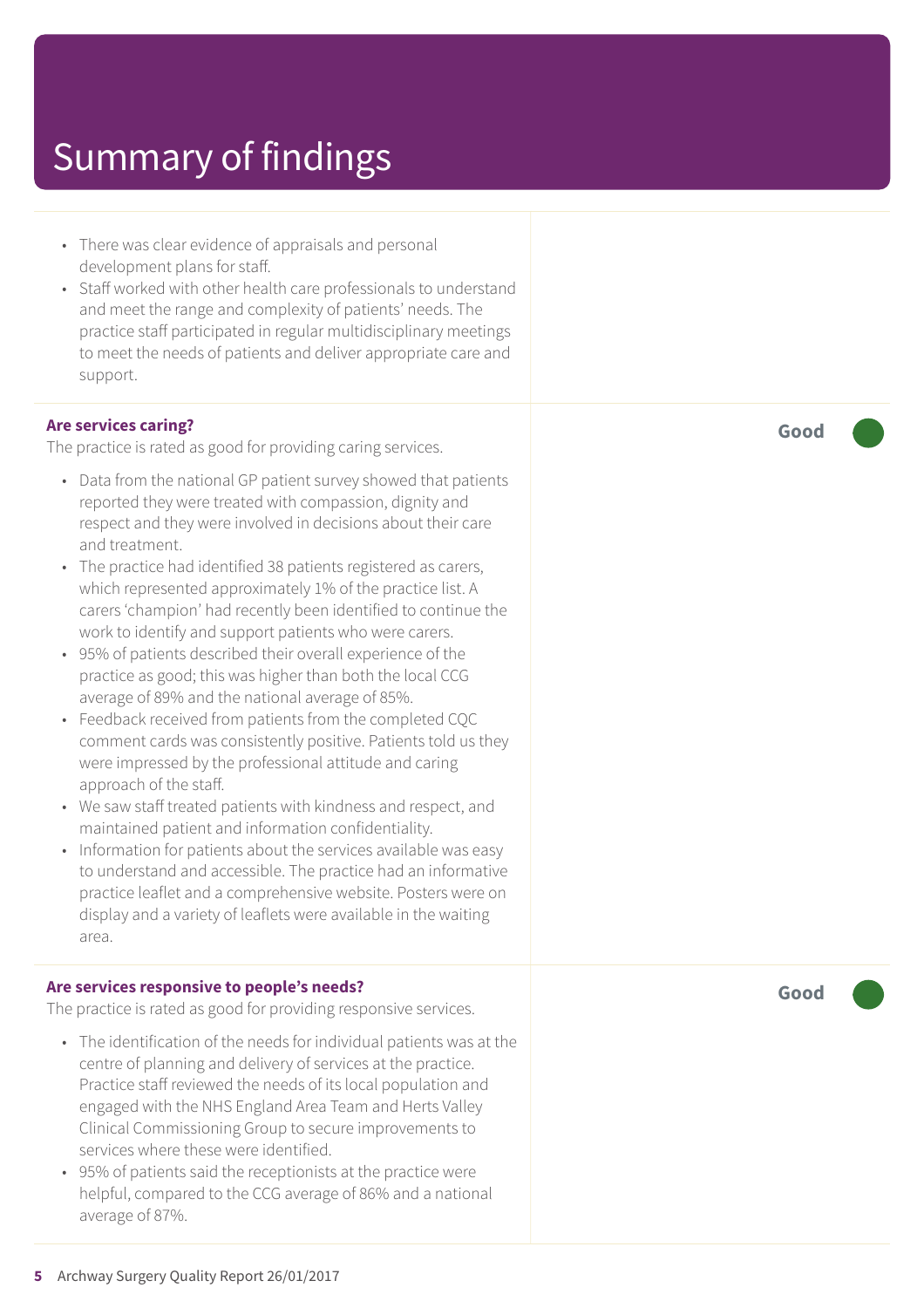# Summary of findings

- There was clear evidence of appraisals and personal development plans for staff.
- Staff worked with other health care professionals to understand and meet the range and complexity of patients' needs. The practice staff participated in regular multidisciplinary meetings to meet the needs of patients and deliver appropriate care and support.

**Are services caring?** — **Good**

The practice is rated as good for providing caring services.

- Data from the national GP patient survey showed that patients reported they were treated with compassion, dignity and respect and they were involved in decisions about their care and treatment.
- The practice had identified 38 patients registered as carers, which represented approximately 1% of the practice list. A carers 'champion' had recently been identified to continue the work to identify and support patients who were carers.
- 95% of patients described their overall experience of the practice as good; this was higher than both the local CCG average of 89% and the national average of 85%.
- Feedback received from patients from the completed CQC comment cards was consistently positive. Patients told us they were impressed by the professional attitude and caring approach of the staff.
- We saw staff treated patients with kindness and respect, and maintained patient and information confidentiality.
- Information for patients about the services available was easy to understand and accessible. The practice had an informative practice leaflet and a comprehensive website. Posters were on display and a variety of leaflets were available in the waiting area.

**Are services responsive to people's needs?** — **Good**

The practice is rated as good for providing responsive services.

- The identification of the needs for individual patients was at the centre of planning and delivery of services at the practice. Practice staff reviewed the needs of its local population and engaged with the NHS England Area Team and Herts Valley Clinical Commissioning Group to secure improvements to services where these were identified.
- 95% of patients said the receptionists at the practice were helpful, compared to the CCG average of 86% and a national average of 87%.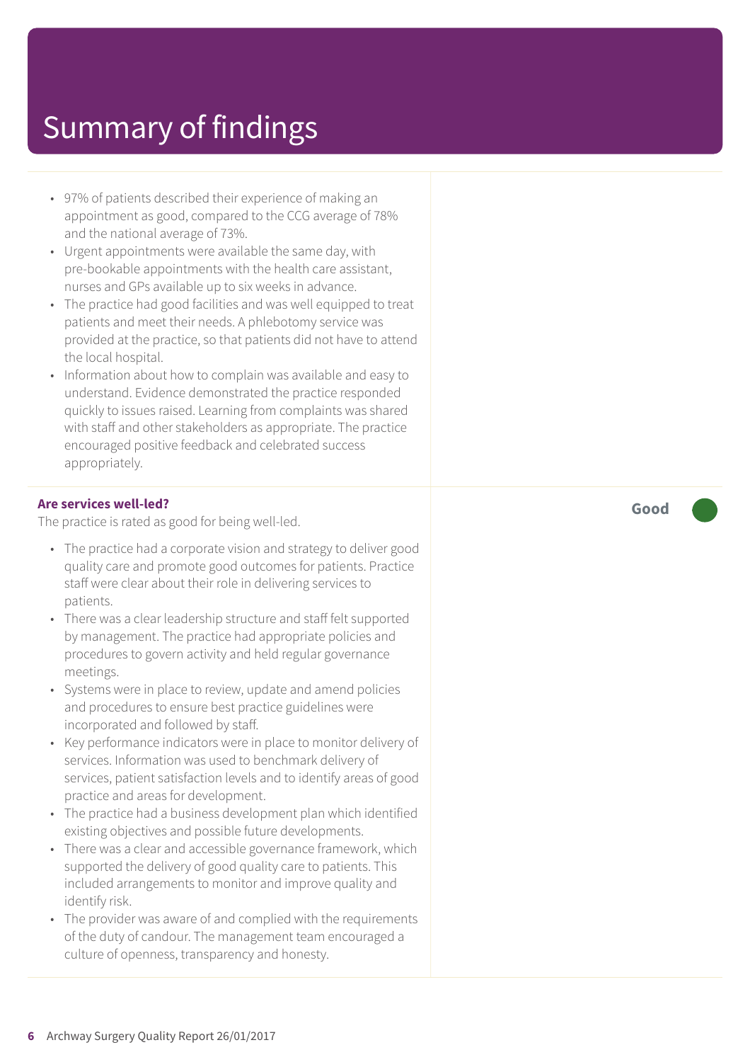# Summary of findings

- 97% of patients described their experience of making an appointment as good, compared to the CCG average of 78% and the national average of 73%.
- Urgent appointments were available the same day, with pre-bookable appointments with the health care assistant, nurses and GPs available up to six weeks in advance.
- The practice had good facilities and was well equipped to treat patients and meet their needs. A phlebotomy service was provided at the practice, so that patients did not have to attend the local hospital.
- Information about how to complain was available and easy to understand. Evidence demonstrated the practice responded quickly to issues raised. Learning from complaints was shared with staff and other stakeholders as appropriate. The practice encouraged positive feedback and celebrated success appropriately.

**Are services well-led?**

**Good**

The practice is rated as good for being well-led.

- The practice had a corporate vision and strategy to deliver good quality care and promote good outcomes for patients. Practice staff were clear about their role in delivering services to patients.
- There was a clear leadership structure and staff felt supported by management. The practice had appropriate policies and procedures to govern activity and held regular governance meetings.
- Systems were in place to review, update and amend policies and procedures to ensure best practice guidelines were incorporated and followed by staff.
- Key performance indicators were in place to monitor delivery of services. Information was used to benchmark delivery of services, patient satisfaction levels and to identify areas of good practice and areas for development.
- The practice had a business development plan which identified existing objectives and possible future developments.
- There was a clear and accessible governance framework, which supported the delivery of good quality care to patients. This included arrangements to monitor and improve quality and identify risk.
- The provider was aware of and complied with the requirements of the duty of candour. The management team encouraged a culture of openness, transparency and honesty.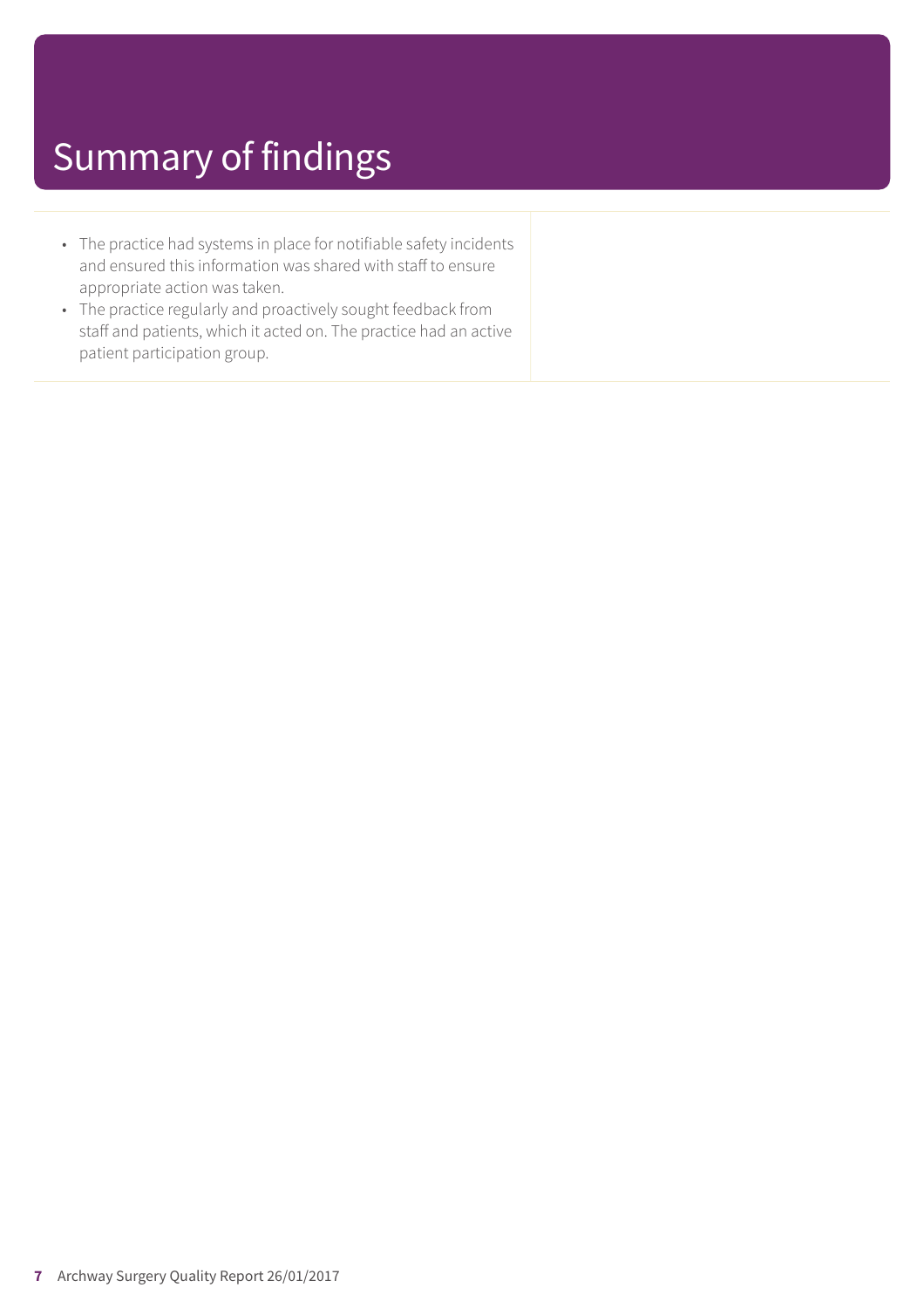# Summary of findings

- The practice had systems in place for notifiable safety incidents and ensured this information was shared with staff to ensure appropriate action was taken.
- The practice regularly and proactively sought feedback from staff and patients, which it acted on. The practice had an active patient participation group.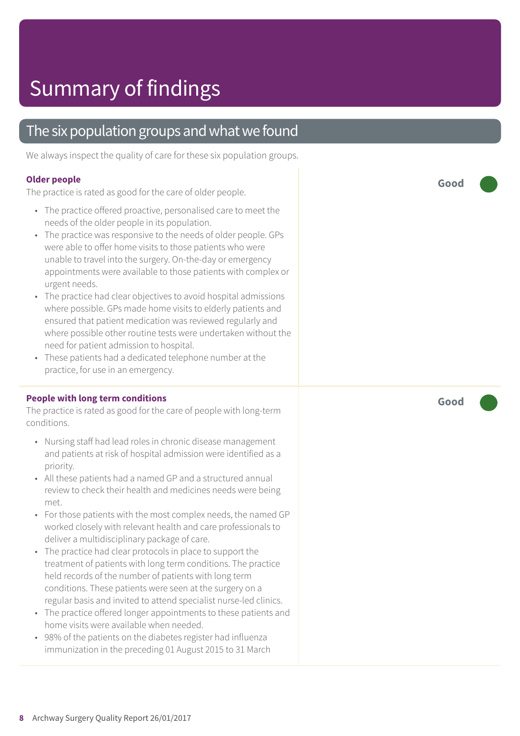# Summary of findings

## The six population groups and what we found

We always inspect the quality of care for these six population groups.

### Older people

**Good**

The practice is rated as good for the care of older people.

- The practice offered proactive, personalised care to meet the needs of the older people in its population.
- The practice was responsive to the needs of older people. GPs were able to offer home visits to those patients who were unable to travel into the surgery. On-the-day or emergency appointments were available to those patients with complex or urgent needs.
- The practice had clear objectives to avoid hospital admissions where possible. GPs made home visits to elderly patients and ensured that patient medication was reviewed regularly and where possible other routine tests were undertaken without the need for patient admission to hospital.
- These patients had a dedicated telephone number at the practice, for use in an emergency.

### People with long term conditions

**Good**

The practice is rated as good for the care of people with long-term conditions.

- Nursing staff had lead roles in chronic disease management and patients at risk of hospital admission were identified as a priority.
- All these patients had a named GP and a structured annual review to check their health and medicines needs were being met.
- For those patients with the most complex needs, the named GP worked closely with relevant health and care professionals to deliver a multidisciplinary package of care.
- The practice had clear protocols in place to support the treatment of patients with long term conditions. The practice held records of the number of patients with long term conditions. These patients were seen at the surgery on a regular basis and invited to attend specialist nurse-led clinics.
- The practice offered longer appointments to these patients and home visits were available when needed.
- 98% of the patients on the diabetes register had influenza immunization in the preceding 01 August 2015 to 31 March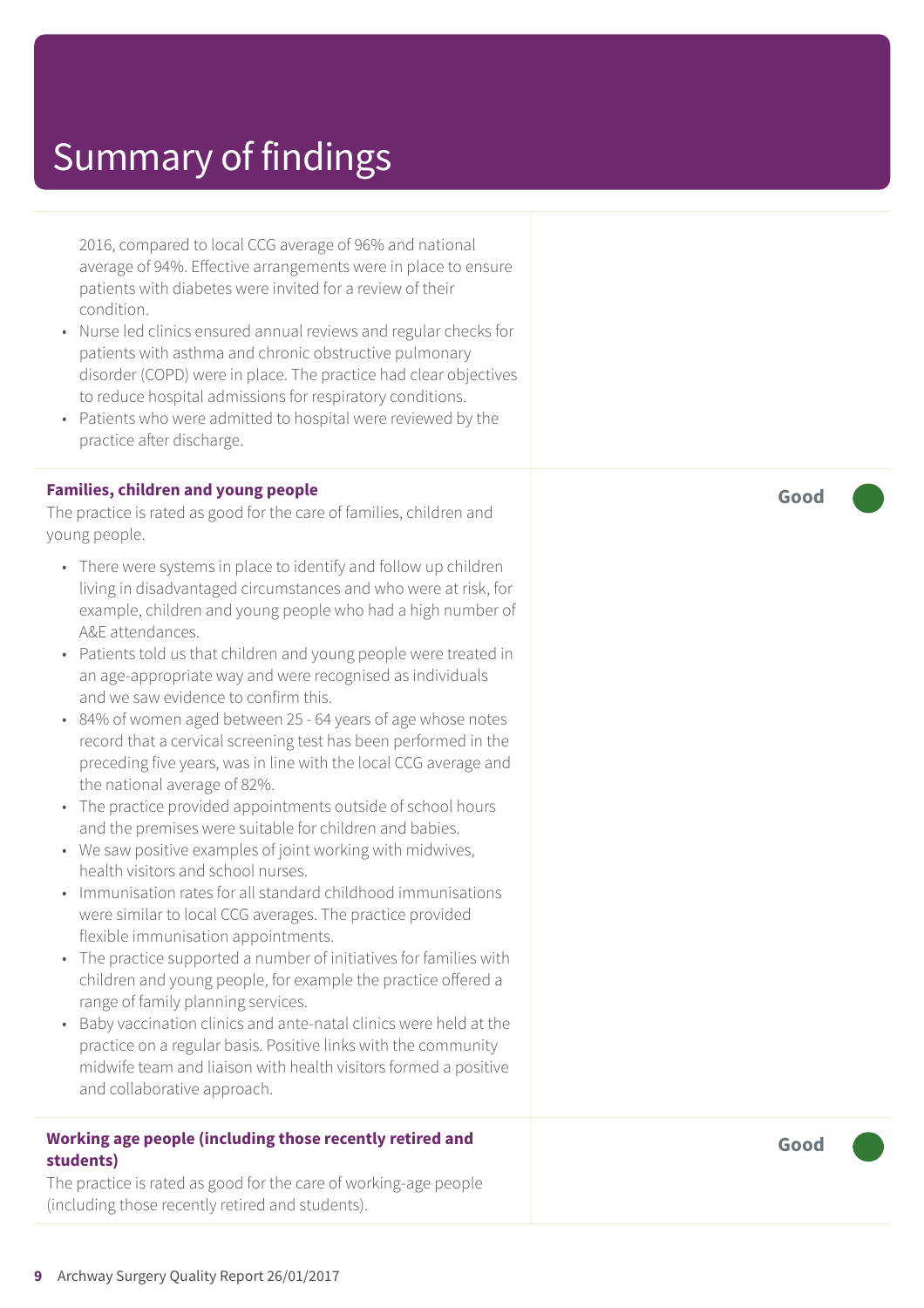# Summary of findings

2016, compared to local CCG average of 96% and national average of 94%. Effective arrangements were in place to ensure patients with diabetes were invited for a review of their condition.

- Nurse led clinics ensured annual reviews and regular checks for patients with asthma and chronic obstructive pulmonary disorder (COPD) were in place. The practice had clear objectives to reduce hospital admissions for respiratory conditions.
- Patients who were admitted to hospital were reviewed by the practice after discharge.

**Families, children and young people** — **Good**

The practice is rated as good for the care of families, children and young people.

- There were systems in place to identify and follow up children living in disadvantaged circumstances and who were at risk, for example, children and young people who had a high number of A&E attendances.
- Patients told us that children and young people were treated in an age-appropriate way and were recognised as individuals and we saw evidence to confirm this.
- 84% of women aged between 25 - 64 years of age whose notes record that a cervical screening test has been performed in the preceding five years, was in line with the local CCG average and the national average of 82%.
- The practice provided appointments outside of school hours and the premises were suitable for children and babies.
- We saw positive examples of joint working with midwives, health visitors and school nurses.
- Immunisation rates for all standard childhood immunisations were similar to local CCG averages. The practice provided flexible immunisation appointments.
- The practice supported a number of initiatives for families with children and young people, for example the practice offered a range of family planning services.
- Baby vaccination clinics and ante-natal clinics were held at the practice on a regular basis. Positive links with the community midwife team and liaison with health visitors formed a positive and collaborative approach.

**Working age people (including those recently retired and students)** — **Good**

The practice is rated as good for the care of working-age people (including those recently retired and students).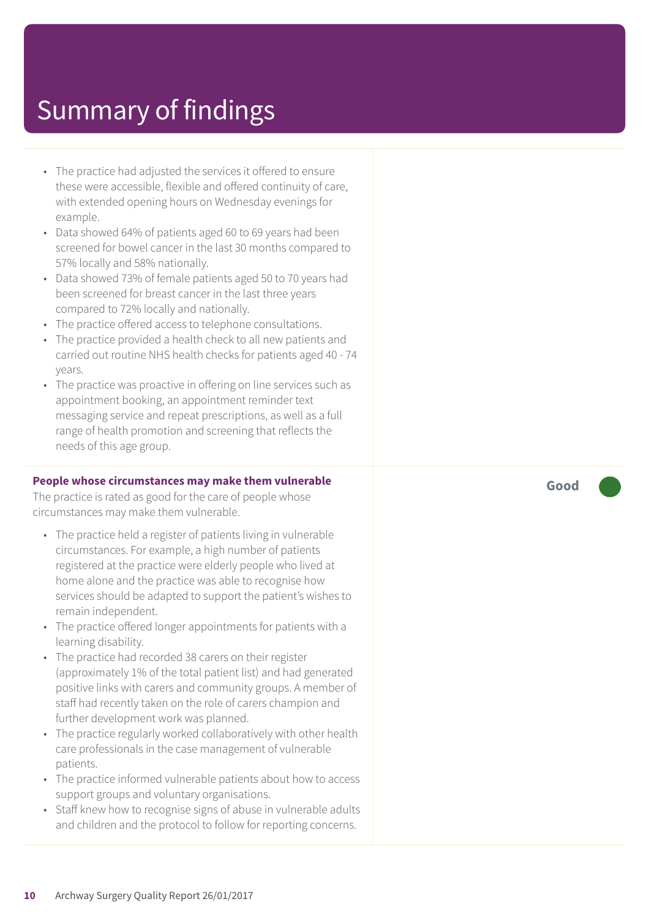# Summary of findings

- The practice had adjusted the services it offered to ensure these were accessible, flexible and offered continuity of care, with extended opening hours on Wednesday evenings for example.
- Data showed 64% of patients aged 60 to 69 years had been screened for bowel cancer in the last 30 months compared to 57% locally and 58% nationally.
- Data showed 73% of female patients aged 50 to 70 years had been screened for breast cancer in the last three years compared to 72% locally and nationally.
- The practice offered access to telephone consultations.
- The practice provided a health check to all new patients and carried out routine NHS health checks for patients aged 40 - 74 years.
- The practice was proactive in offering on line services such as appointment booking, an appointment reminder text messaging service and repeat prescriptions, as well as a full range of health promotion and screening that reflects the needs of this age group.

**People whose circumstances may make them vulnerable** — **Good**

The practice is rated as good for the care of people whose circumstances may make them vulnerable.

- The practice held a register of patients living in vulnerable circumstances. For example, a high number of patients registered at the practice were elderly people who lived at home alone and the practice was able to recognise how services should be adapted to support the patient's wishes to remain independent.
- The practice offered longer appointments for patients with a learning disability.
- The practice had recorded 38 carers on their register (approximately 1% of the total patient list) and had generated positive links with carers and community groups. A member of staff had recently taken on the role of carers champion and further development work was planned.
- The practice regularly worked collaboratively with other health care professionals in the case management of vulnerable patients.
- The practice informed vulnerable patients about how to access support groups and voluntary organisations.
- Staff knew how to recognise signs of abuse in vulnerable adults and children and the protocol to follow for reporting concerns.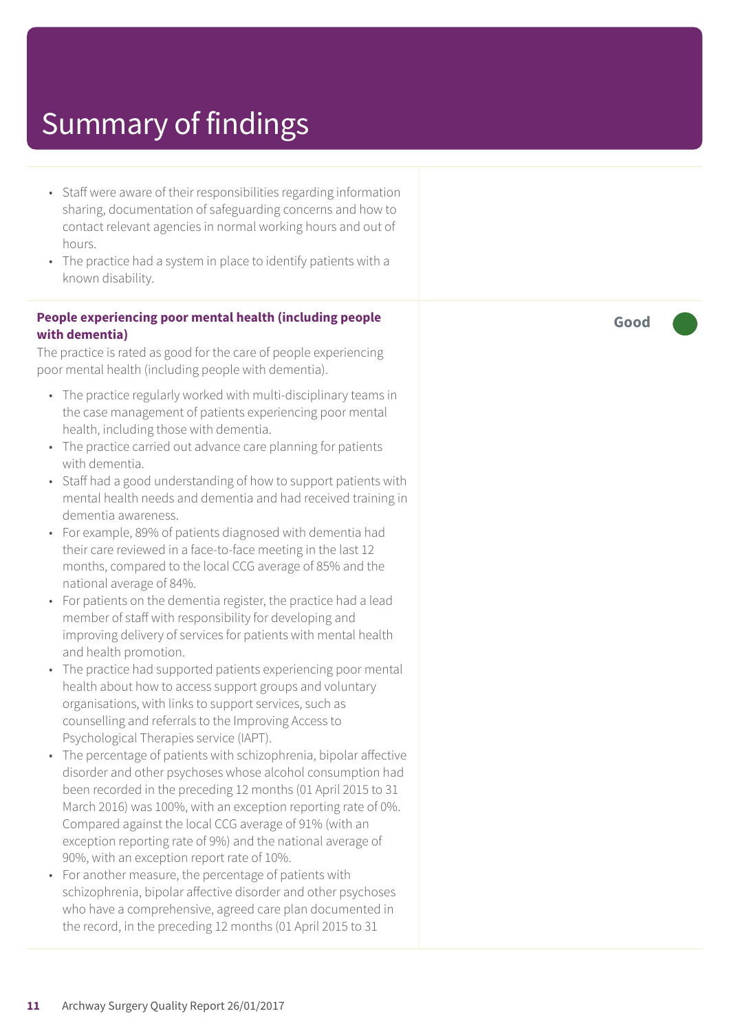# Summary of findings

- Staff were aware of their responsibilities regarding information sharing, documentation of safeguarding concerns and how to contact relevant agencies in normal working hours and out of hours.
- The practice had a system in place to identify patients with a known disability.

**People experiencing poor mental health (including people with dementia)**

The practice is rated as good for the care of people experiencing poor mental health (including people with dementia).

**Good**

- The practice regularly worked with multi-disciplinary teams in the case management of patients experiencing poor mental health, including those with dementia.
- The practice carried out advance care planning for patients with dementia.
- Staff had a good understanding of how to support patients with mental health needs and dementia and had received training in dementia awareness.
- For example, 89% of patients diagnosed with dementia had their care reviewed in a face-to-face meeting in the last 12 months, compared to the local CCG average of 85% and the national average of 84%.
- For patients on the dementia register, the practice had a lead member of staff with responsibility for developing and improving delivery of services for patients with mental health and health promotion.
- The practice had supported patients experiencing poor mental health about how to access support groups and voluntary organisations, with links to support services, such as counselling and referrals to the Improving Access to Psychological Therapies service (IAPT).
- The percentage of patients with schizophrenia, bipolar affective disorder and other psychoses whose alcohol consumption had been recorded in the preceding 12 months (01 April 2015 to 31 March 2016) was 100%, with an exception reporting rate of 0%. Compared against the local CCG average of 91% (with an exception reporting rate of 9%) and the national average of 90%, with an exception report rate of 10%.
- For another measure, the percentage of patients with schizophrenia, bipolar affective disorder and other psychoses who have a comprehensive, agreed care plan documented in the record, in the preceding 12 months (01 April 2015 to 31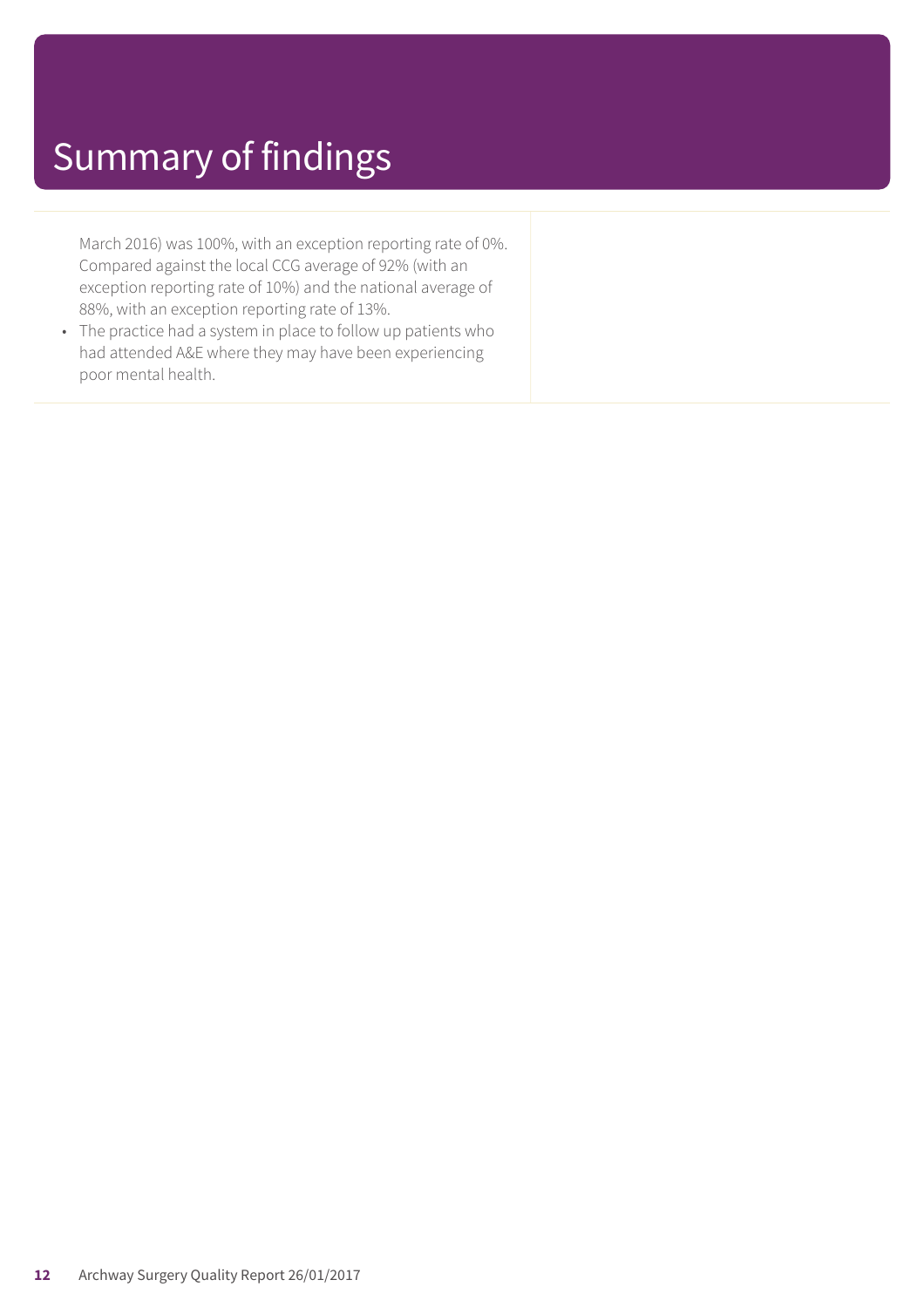# Summary of findings

March 2016) was 100%, with an exception reporting rate of 0%. Compared against the local CCG average of 92% (with an exception reporting rate of 10%) and the national average of 88%, with an exception reporting rate of 13%.

- The practice had a system in place to follow up patients who had attended A&E where they may have been experiencing poor mental health.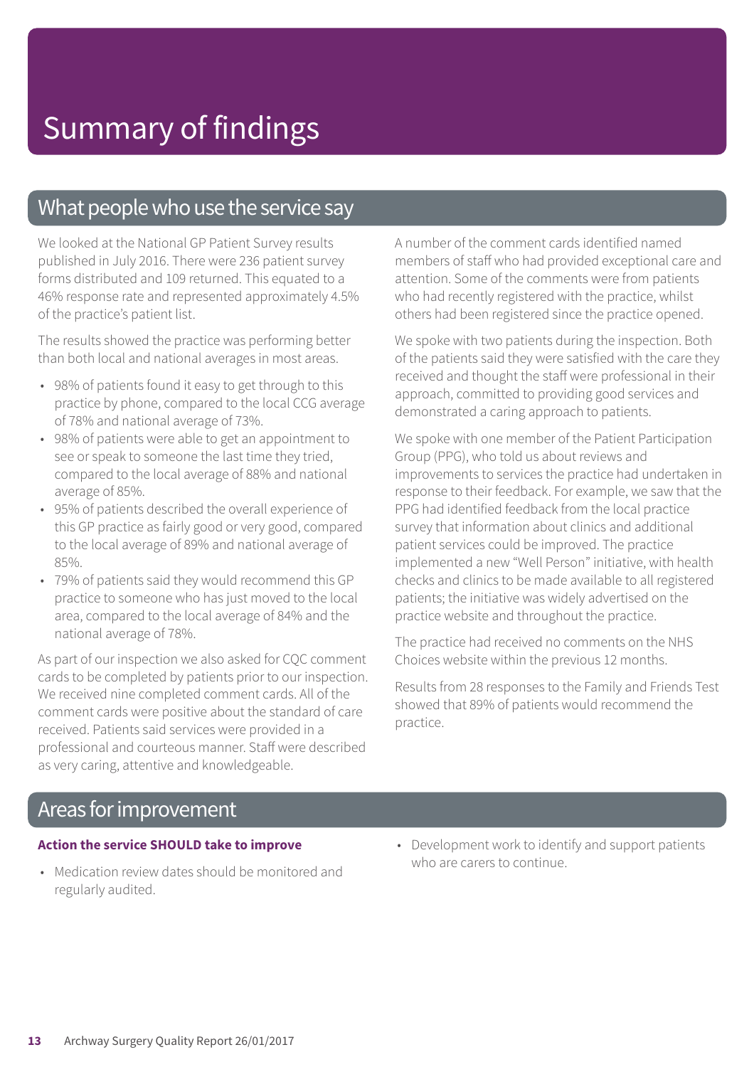# Summary of findings

## What people who use the service say

We looked at the National GP Patient Survey results published in July 2016. There were 236 patient survey forms distributed and 109 returned. This equated to a 46% response rate and represented approximately 4.5% of the practice's patient list.

The results showed the practice was performing better than both local and national averages in most areas.

- 98% of patients found it easy to get through to this practice by phone, compared to the local CCG average of 78% and national average of 73%.
- 98% of patients were able to get an appointment to see or speak to someone the last time they tried, compared to the local average of 88% and national average of 85%.
- 95% of patients described the overall experience of this GP practice as fairly good or very good, compared to the local average of 89% and national average of 85%.
- 79% of patients said they would recommend this GP practice to someone who has just moved to the local area, compared to the local average of 84% and the national average of 78%.

As part of our inspection we also asked for CQC comment cards to be completed by patients prior to our inspection. We received nine completed comment cards. All of the comment cards were positive about the standard of care received. Patients said services were provided in a professional and courteous manner. Staff were described as very caring, attentive and knowledgeable.

A number of the comment cards identified named members of staff who had provided exceptional care and attention. Some of the comments were from patients who had recently registered with the practice, whilst others had been registered since the practice opened.

We spoke with two patients during the inspection. Both of the patients said they were satisfied with the care they received and thought the staff were professional in their approach, committed to providing good services and demonstrated a caring approach to patients.

We spoke with one member of the Patient Participation Group (PPG), who told us about reviews and improvements to services the practice had undertaken in response to their feedback. For example, we saw that the PPG had identified feedback from the local practice survey that information about clinics and additional patient services could be improved. The practice implemented a new "Well Person" initiative, with health checks and clinics to be made available to all registered patients; the initiative was widely advertised on the practice website and throughout the practice.

The practice had received no comments on the NHS Choices website within the previous 12 months.

Results from 28 responses to the Family and Friends Test showed that 89% of patients would recommend the practice.

## Areas for improvement

**Action the service SHOULD take to improve**

- Medication review dates should be monitored and regularly audited.
- Development work to identify and support patients who are carers to continue.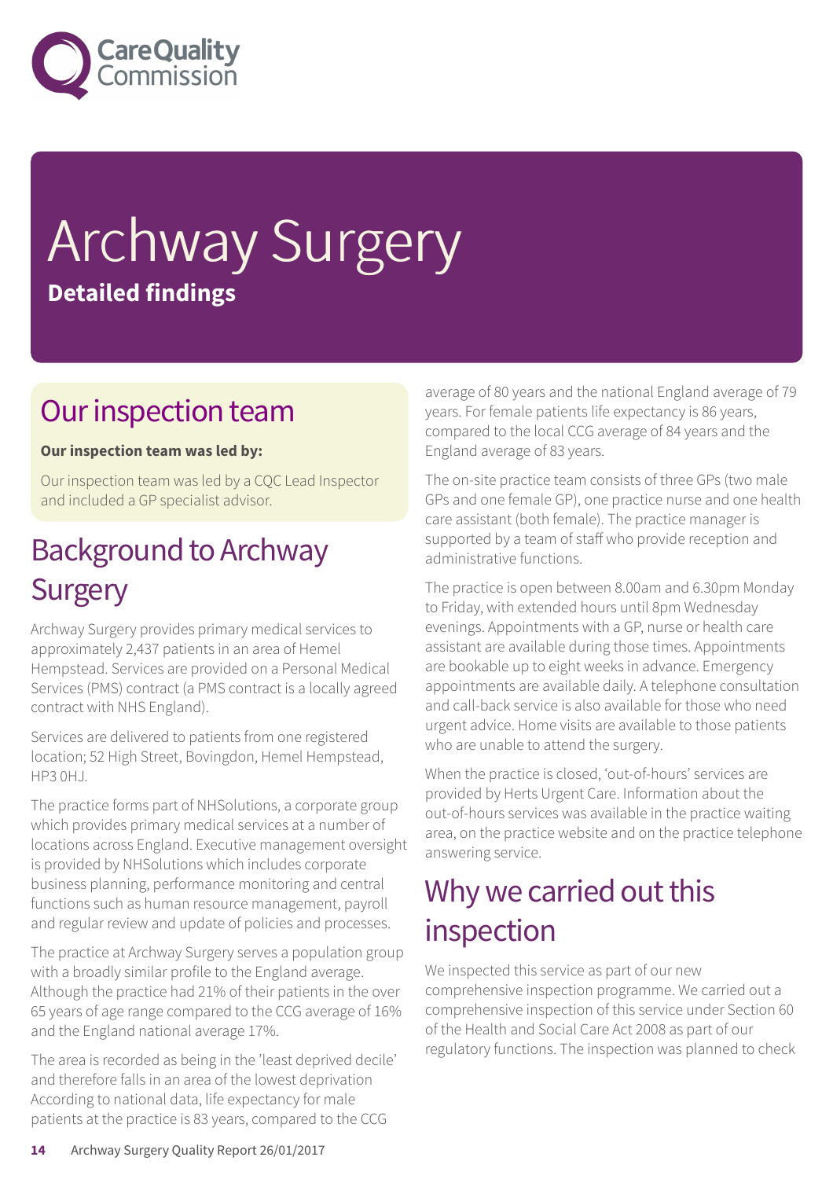# Archway Surgery

**Detailed findings**

## Our inspection team

**Our inspection team was led by:**

Our inspection team was led by a CQC Lead Inspector and included a GP specialist advisor.

## Background to Archway Surgery

Archway Surgery provides primary medical services to approximately 2,437 patients in an area of Hemel Hempstead. Services are provided on a Personal Medical Services (PMS) contract (a PMS contract is a locally agreed contract with NHS England).

Services are delivered to patients from one registered location; 52 High Street, Bovingdon, Hemel Hempstead, HP3 0HJ.

The practice forms part of NHSolutions, a corporate group which provides primary medical services at a number of locations across England. Executive management oversight is provided by NHSolutions which includes corporate business planning, performance monitoring and central functions such as human resource management, payroll and regular review and update of policies and processes.

The practice at Archway Surgery serves a population group with a broadly similar profile to the England average. Although the practice had 21% of their patients in the over 65 years of age range compared to the CCG average of 16% and the England national average 17%.

The area is recorded as being in the 'least deprived decile' and therefore falls in an area of the lowest deprivation According to national data, life expectancy for male patients at the practice is 83 years, compared to the CCG average of 80 years and the national England average of 79 years. For female patients life expectancy is 86 years, compared to the local CCG average of 84 years and the England average of 83 years.

The on-site practice team consists of three GPs (two male GPs and one female GP), one practice nurse and one health care assistant (both female). The practice manager is supported by a team of staff who provide reception and administrative functions.

The practice is open between 8.00am and 6.30pm Monday to Friday, with extended hours until 8pm Wednesday evenings. Appointments with a GP, nurse or health care assistant are available during those times. Appointments are bookable up to eight weeks in advance. Emergency appointments are available daily. A telephone consultation and call-back service is also available for those who need urgent advice. Home visits are available to those patients who are unable to attend the surgery.

When the practice is closed, 'out-of-hours' services are provided by Herts Urgent Care. Information about the out-of-hours services was available in the practice waiting area, on the practice website and on the practice telephone answering service.

## Why we carried out this inspection

We inspected this service as part of our new comprehensive inspection programme. We carried out a comprehensive inspection of this service under Section 60 of the Health and Social Care Act 2008 as part of our regulatory functions. The inspection was planned to check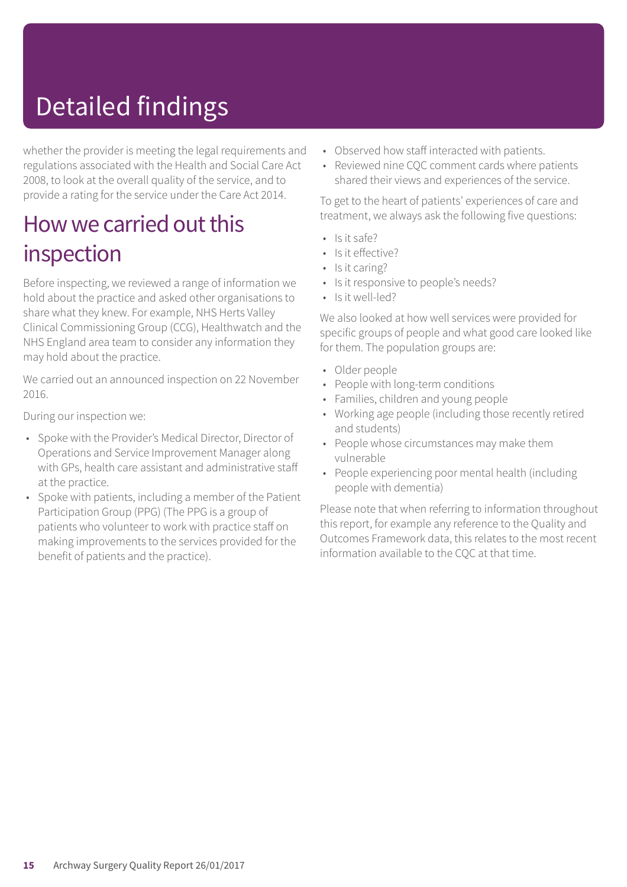# Detailed findings

whether the provider is meeting the legal requirements and regulations associated with the Health and Social Care Act 2008, to look at the overall quality of the service, and to provide a rating for the service under the Care Act 2014.

## How we carried out this inspection

Before inspecting, we reviewed a range of information we hold about the practice and asked other organisations to share what they knew. For example, NHS Herts Valley Clinical Commissioning Group (CCG), Healthwatch and the NHS England area team to consider any information they may hold about the practice.

We carried out an announced inspection on 22 November 2016.

During our inspection we:

- Spoke with the Provider's Medical Director, Director of Operations and Service Improvement Manager along with GPs, health care assistant and administrative staff at the practice.
- Spoke with patients, including a member of the Patient Participation Group (PPG) (The PPG is a group of patients who volunteer to work with practice staff on making improvements to the services provided for the benefit of patients and the practice).
- Observed how staff interacted with patients.
- Reviewed nine CQC comment cards where patients shared their views and experiences of the service.

To get to the heart of patients' experiences of care and treatment, we always ask the following five questions:

- Is it safe?
- Is it effective?
- Is it caring?
- Is it responsive to people's needs?
- Is it well-led?

We also looked at how well services were provided for specific groups of people and what good care looked like for them. The population groups are:

- Older people
- People with long-term conditions
- Families, children and young people
- Working age people (including those recently retired and students)
- People whose circumstances may make them vulnerable
- People experiencing poor mental health (including people with dementia)

Please note that when referring to information throughout this report, for example any reference to the Quality and Outcomes Framework data, this relates to the most recent information available to the CQC at that time.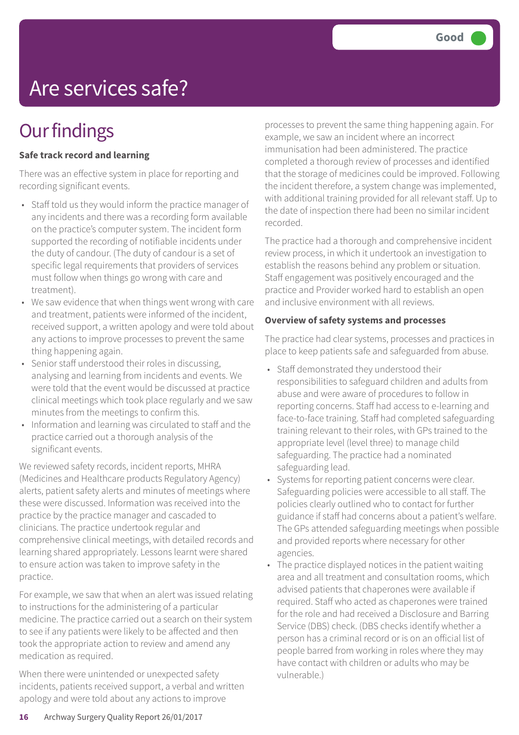Good

# Are services safe?

## Our findings

**Safe track record and learning**

There was an effective system in place for reporting and recording significant events.

- Staff told us they would inform the practice manager of any incidents and there was a recording form available on the practice's computer system. The incident form supported the recording of notifiable incidents under the duty of candour. (The duty of candour is a set of specific legal requirements that providers of services must follow when things go wrong with care and treatment).
- We saw evidence that when things went wrong with care and treatment, patients were informed of the incident, received support, a written apology and were told about any actions to improve processes to prevent the same thing happening again.
- Senior staff understood their roles in discussing, analysing and learning from incidents and events. We were told that the event would be discussed at practice clinical meetings which took place regularly and we saw minutes from the meetings to confirm this.
- Information and learning was circulated to staff and the practice carried out a thorough analysis of the significant events.

We reviewed safety records, incident reports, MHRA (Medicines and Healthcare products Regulatory Agency) alerts, patient safety alerts and minutes of meetings where these were discussed. Information was received into the practice by the practice manager and cascaded to clinicians. The practice undertook regular and comprehensive clinical meetings, with detailed records and learning shared appropriately. Lessons learnt were shared to ensure action was taken to improve safety in the practice.

For example, we saw that when an alert was issued relating to instructions for the administering of a particular medicine. The practice carried out a search on their system to see if any patients were likely to be affected and then took the appropriate action to review and amend any medication as required.

When there were unintended or unexpected safety incidents, patients received support, a verbal and written apology and were told about any actions to improve processes to prevent the same thing happening again. For example, we saw an incident where an incorrect immunisation had been administered. The practice completed a thorough review of processes and identified that the storage of medicines could be improved. Following the incident therefore, a system change was implemented, with additional training provided for all relevant staff. Up to the date of inspection there had been no similar incident recorded.

The practice had a thorough and comprehensive incident review process, in which it undertook an investigation to establish the reasons behind any problem or situation. Staff engagement was positively encouraged and the practice and Provider worked hard to establish an open and inclusive environment with all reviews.

**Overview of safety systems and processes**

The practice had clear systems, processes and practices in place to keep patients safe and safeguarded from abuse.

- Staff demonstrated they understood their responsibilities to safeguard children and adults from abuse and were aware of procedures to follow in reporting concerns. Staff had access to e-learning and face-to-face training. Staff had completed safeguarding training relevant to their roles, with GPs trained to the appropriate level (level three) to manage child safeguarding. The practice had a nominated safeguarding lead.
- Systems for reporting patient concerns were clear. Safeguarding policies were accessible to all staff. The policies clearly outlined who to contact for further guidance if staff had concerns about a patient's welfare. The GPs attended safeguarding meetings when possible and provided reports where necessary for other agencies.
- The practice displayed notices in the patient waiting area and all treatment and consultation rooms, which advised patients that chaperones were available if required. Staff who acted as chaperones were trained for the role and had received a Disclosure and Barring Service (DBS) check. (DBS checks identify whether a person has a criminal record or is on an official list of people barred from working in roles where they may have contact with children or adults who may be vulnerable.)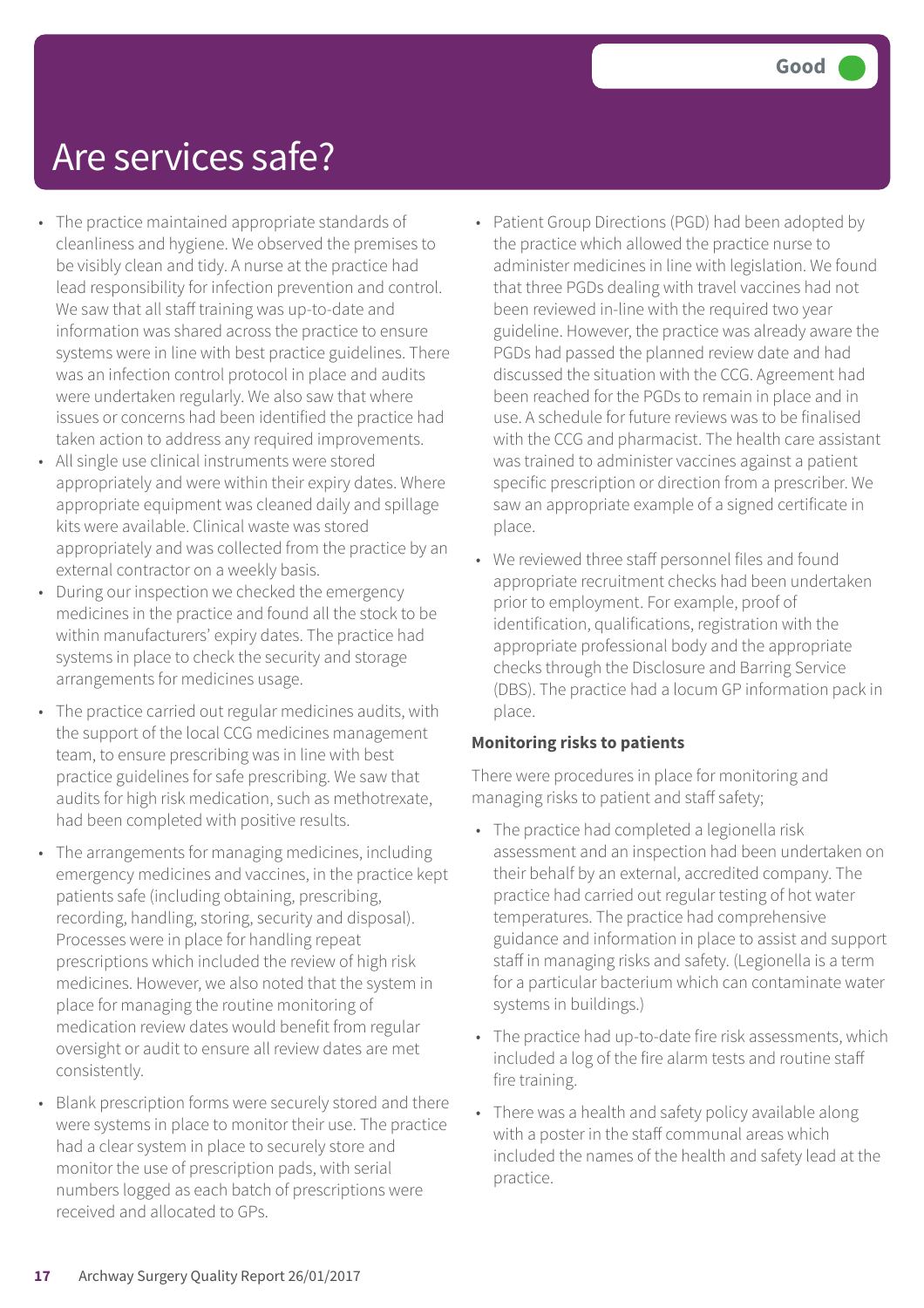# Are services safe?

**Good**

- The practice maintained appropriate standards of cleanliness and hygiene. We observed the premises to be visibly clean and tidy. A nurse at the practice had lead responsibility for infection prevention and control. We saw that all staff training was up-to-date and information was shared across the practice to ensure systems were in line with best practice guidelines. There was an infection control protocol in place and audits were undertaken regularly. We also saw that where issues or concerns had been identified the practice had taken action to address any required improvements.
- All single use clinical instruments were stored appropriately and were within their expiry dates. Where appropriate equipment was cleaned daily and spillage kits were available. Clinical waste was stored appropriately and was collected from the practice by an external contractor on a weekly basis.
- During our inspection we checked the emergency medicines in the practice and found all the stock to be within manufacturers' expiry dates. The practice had systems in place to check the security and storage arrangements for medicines usage.
- The practice carried out regular medicines audits, with the support of the local CCG medicines management team, to ensure prescribing was in line with best practice guidelines for safe prescribing. We saw that audits for high risk medication, such as methotrexate, had been completed with positive results.
- The arrangements for managing medicines, including emergency medicines and vaccines, in the practice kept patients safe (including obtaining, prescribing, recording, handling, storing, security and disposal). Processes were in place for handling repeat prescriptions which included the review of high risk medicines. However, we also noted that the system in place for managing the routine monitoring of medication review dates would benefit from regular oversight or audit to ensure all review dates are met consistently.
- Blank prescription forms were securely stored and there were systems in place to monitor their use. The practice had a clear system in place to securely store and monitor the use of prescription pads, with serial numbers logged as each batch of prescriptions were received and allocated to GPs.
- Patient Group Directions (PGD) had been adopted by the practice which allowed the practice nurse to administer medicines in line with legislation. We found that three PGDs dealing with travel vaccines had not been reviewed in-line with the required two year guideline. However, the practice was already aware the PGDs had passed the planned review date and had discussed the situation with the CCG. Agreement had been reached for the PGDs to remain in place and in use. A schedule for future reviews was to be finalised with the CCG and pharmacist. The health care assistant was trained to administer vaccines against a patient specific prescription or direction from a prescriber. We saw an appropriate example of a signed certificate in place.
- We reviewed three staff personnel files and found appropriate recruitment checks had been undertaken prior to employment. For example, proof of identification, qualifications, registration with the appropriate professional body and the appropriate checks through the Disclosure and Barring Service (DBS). The practice had a locum GP information pack in place.

**Monitoring risks to patients**

There were procedures in place for monitoring and managing risks to patient and staff safety;

- The practice had completed a legionella risk assessment and an inspection had been undertaken on their behalf by an external, accredited company. The practice had carried out regular testing of hot water temperatures. The practice had comprehensive guidance and information in place to assist and support staff in managing risks and safety. (Legionella is a term for a particular bacterium which can contaminate water systems in buildings.)
- The practice had up-to-date fire risk assessments, which included a log of the fire alarm tests and routine staff fire training.
- There was a health and safety policy available along with a poster in the staff communal areas which included the names of the health and safety lead at the practice.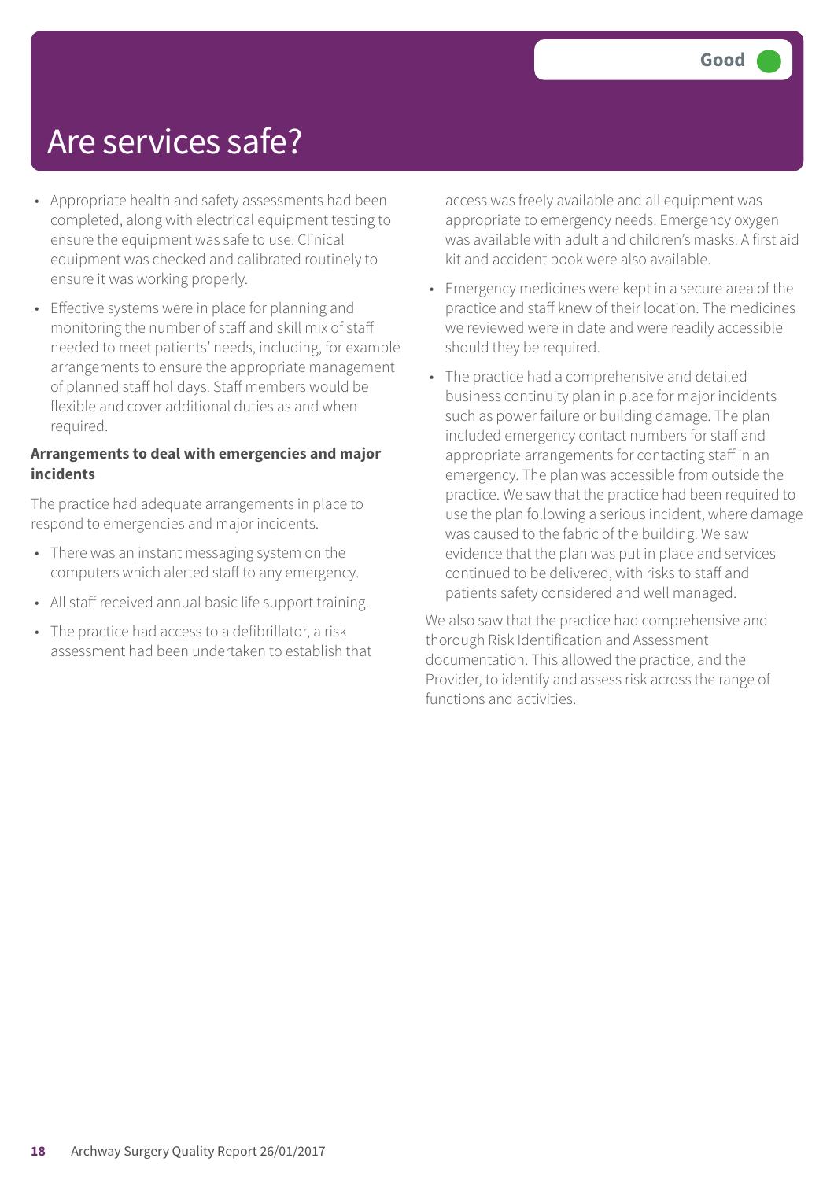# Are services safe?

**Good**

- Appropriate health and safety assessments had been completed, along with electrical equipment testing to ensure the equipment was safe to use. Clinical equipment was checked and calibrated routinely to ensure it was working properly.
- Effective systems were in place for planning and monitoring the number of staff and skill mix of staff needed to meet patients' needs, including, for example arrangements to ensure the appropriate management of planned staff holidays. Staff members would be flexible and cover additional duties as and when required.

**Arrangements to deal with emergencies and major incidents**

The practice had adequate arrangements in place to respond to emergencies and major incidents.

- There was an instant messaging system on the computers which alerted staff to any emergency.
- All staff received annual basic life support training.
- The practice had access to a defibrillator, a risk assessment had been undertaken to establish that access was freely available and all equipment was appropriate to emergency needs. Emergency oxygen was available with adult and children's masks. A first aid kit and accident book were also available.
- Emergency medicines were kept in a secure area of the practice and staff knew of their location. The medicines we reviewed were in date and were readily accessible should they be required.
- The practice had a comprehensive and detailed business continuity plan in place for major incidents such as power failure or building damage. The plan included emergency contact numbers for staff and appropriate arrangements for contacting staff in an emergency. The plan was accessible from outside the practice. We saw that the practice had been required to use the plan following a serious incident, where damage was caused to the fabric of the building. We saw evidence that the plan was put in place and services continued to be delivered, with risks to staff and patients safety considered and well managed.

We also saw that the practice had comprehensive and thorough Risk Identification and Assessment documentation. This allowed the practice, and the Provider, to identify and assess risk across the range of functions and activities.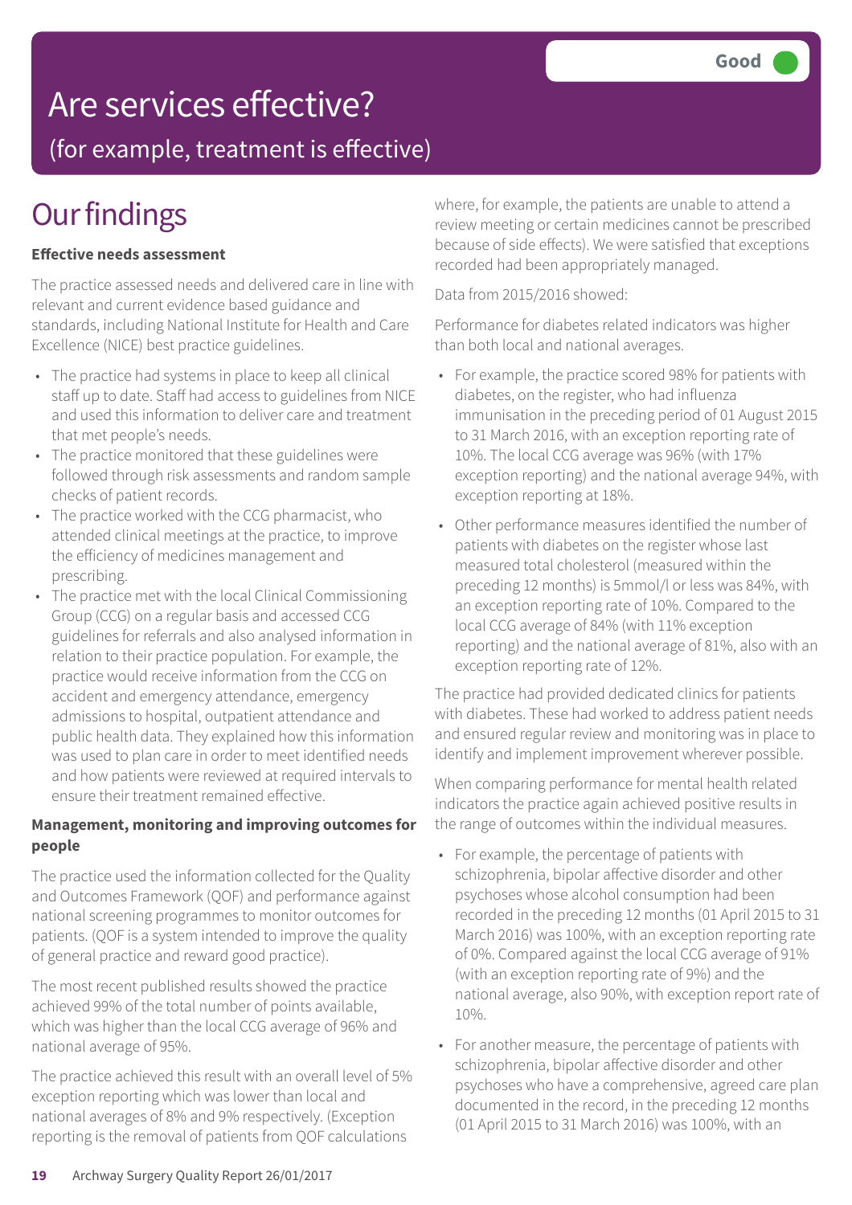Good

# Are services effective?

(for example, treatment is effective)

## Our findings

**Effective needs assessment**

The practice assessed needs and delivered care in line with relevant and current evidence based guidance and standards, including National Institute for Health and Care Excellence (NICE) best practice guidelines.

- The practice had systems in place to keep all clinical staff up to date. Staff had access to guidelines from NICE and used this information to deliver care and treatment that met people's needs.
- The practice monitored that these guidelines were followed through risk assessments and random sample checks of patient records.
- The practice worked with the CCG pharmacist, who attended clinical meetings at the practice, to improve the efficiency of medicines management and prescribing.
- The practice met with the local Clinical Commissioning Group (CCG) on a regular basis and accessed CCG guidelines for referrals and also analysed information in relation to their practice population. For example, the practice would receive information from the CCG on accident and emergency attendance, emergency admissions to hospital, outpatient attendance and public health data. They explained how this information was used to plan care in order to meet identified needs and how patients were reviewed at required intervals to ensure their treatment remained effective.

**Management, monitoring and improving outcomes for people**

The practice used the information collected for the Quality and Outcomes Framework (QOF) and performance against national screening programmes to monitor outcomes for patients. (QOF is a system intended to improve the quality of general practice and reward good practice).

The most recent published results showed the practice achieved 99% of the total number of points available, which was higher than the local CCG average of 96% and national average of 95%.

The practice achieved this result with an overall level of 5% exception reporting which was lower than local and national averages of 8% and 9% respectively. (Exception reporting is the removal of patients from QOF calculations where, for example, the patients are unable to attend a review meeting or certain medicines cannot be prescribed because of side effects). We were satisfied that exceptions recorded had been appropriately managed.

Data from 2015/2016 showed:

Performance for diabetes related indicators was higher than both local and national averages.

- For example, the practice scored 98% for patients with diabetes, on the register, who had influenza immunisation in the preceding period of 01 August 2015 to 31 March 2016, with an exception reporting rate of 10%. The local CCG average was 96% (with 17% exception reporting) and the national average 94%, with exception reporting at 18%.
- Other performance measures identified the number of patients with diabetes on the register whose last measured total cholesterol (measured within the preceding 12 months) is 5mmol/l or less was 84%, with an exception reporting rate of 10%. Compared to the local CCG average of 84% (with 11% exception reporting) and the national average of 81%, also with an exception reporting rate of 12%.

The practice had provided dedicated clinics for patients with diabetes. These had worked to address patient needs and ensured regular review and monitoring was in place to identify and implement improvement wherever possible.

When comparing performance for mental health related indicators the practice again achieved positive results in the range of outcomes within the individual measures.

- For example, the percentage of patients with schizophrenia, bipolar affective disorder and other psychoses whose alcohol consumption had been recorded in the preceding 12 months (01 April 2015 to 31 March 2016) was 100%, with an exception reporting rate of 0%. Compared against the local CCG average of 91% (with an exception reporting rate of 9%) and the national average, also 90%, with exception report rate of 10%.
- For another measure, the percentage of patients with schizophrenia, bipolar affective disorder and other psychoses who have a comprehensive, agreed care plan documented in the record, in the preceding 12 months (01 April 2015 to 31 March 2016) was 100%, with an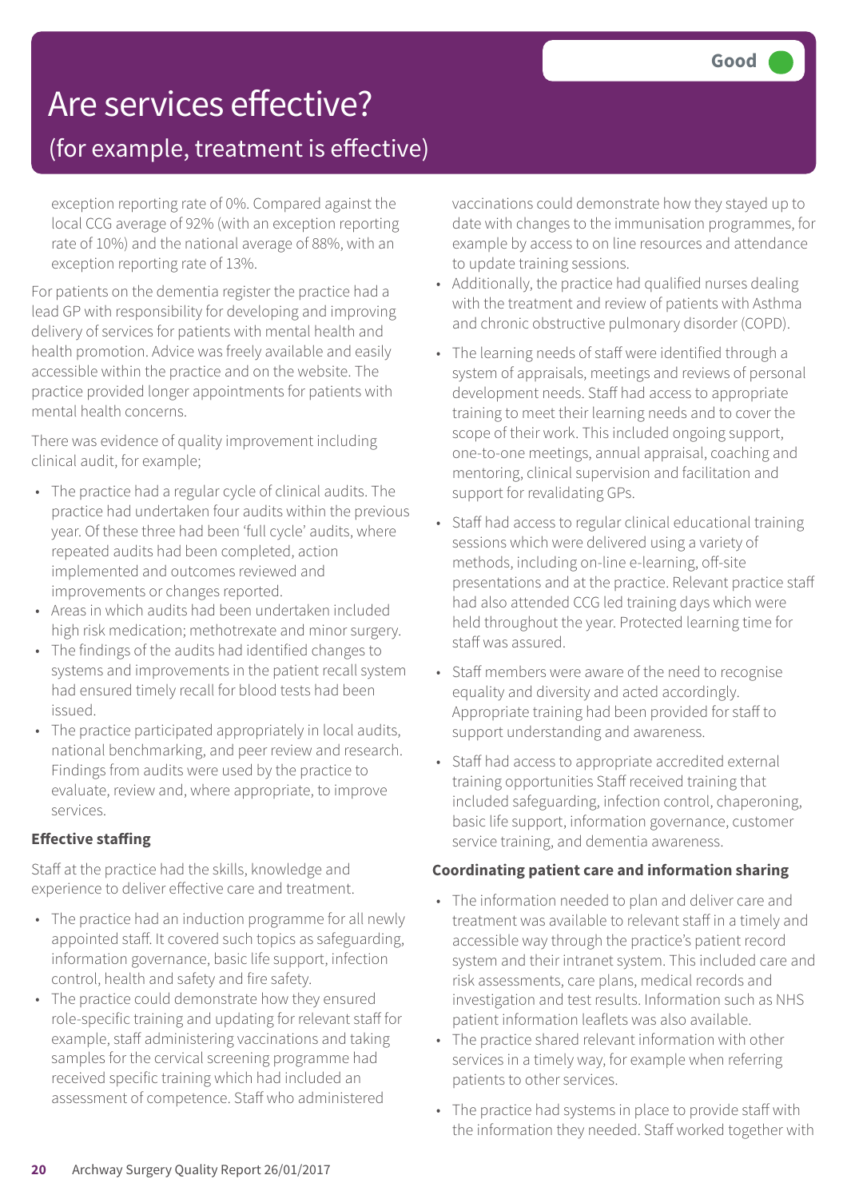# Are services effective?

## (for example, treatment is effective)

**Good**

exception reporting rate of 0%. Compared against the local CCG average of 92% (with an exception reporting rate of 10%) and the national average of 88%, with an exception reporting rate of 13%.

For patients on the dementia register the practice had a lead GP with responsibility for developing and improving delivery of services for patients with mental health and health promotion. Advice was freely available and easily accessible within the practice and on the website. The practice provided longer appointments for patients with mental health concerns.

There was evidence of quality improvement including clinical audit, for example;

- The practice had a regular cycle of clinical audits. The practice had undertaken four audits within the previous year. Of these three had been 'full cycle' audits, where repeated audits had been completed, action implemented and outcomes reviewed and improvements or changes reported.
- Areas in which audits had been undertaken included high risk medication; methotrexate and minor surgery.
- The findings of the audits had identified changes to systems and improvements in the patient recall system had ensured timely recall for blood tests had been issued.
- The practice participated appropriately in local audits, national benchmarking, and peer review and research. Findings from audits were used by the practice to evaluate, review and, where appropriate, to improve services.

**Effective staffing**

Staff at the practice had the skills, knowledge and experience to deliver effective care and treatment.

- The practice had an induction programme for all newly appointed staff. It covered such topics as safeguarding, information governance, basic life support, infection control, health and safety and fire safety.
- The practice could demonstrate how they ensured role-specific training and updating for relevant staff for example, staff administering vaccinations and taking samples for the cervical screening programme had received specific training which had included an assessment of competence. Staff who administered vaccinations could demonstrate how they stayed up to date with changes to the immunisation programmes, for example by access to on line resources and attendance to update training sessions.
- Additionally, the practice had qualified nurses dealing with the treatment and review of patients with Asthma and chronic obstructive pulmonary disorder (COPD).
- The learning needs of staff were identified through a system of appraisals, meetings and reviews of personal development needs. Staff had access to appropriate training to meet their learning needs and to cover the scope of their work. This included ongoing support, one-to-one meetings, annual appraisal, coaching and mentoring, clinical supervision and facilitation and support for revalidating GPs.
- Staff had access to regular clinical educational training sessions which were delivered using a variety of methods, including on-line e-learning, off-site presentations and at the practice. Relevant practice staff had also attended CCG led training days which were held throughout the year. Protected learning time for staff was assured.
- Staff members were aware of the need to recognise equality and diversity and acted accordingly. Appropriate training had been provided for staff to support understanding and awareness.
- Staff had access to appropriate accredited external training opportunities Staff received training that included safeguarding, infection control, chaperoning, basic life support, information governance, customer service training, and dementia awareness.

**Coordinating patient care and information sharing**

- The information needed to plan and deliver care and treatment was available to relevant staff in a timely and accessible way through the practice's patient record system and their intranet system. This included care and risk assessments, care plans, medical records and investigation and test results. Information such as NHS patient information leaflets was also available.
- The practice shared relevant information with other services in a timely way, for example when referring patients to other services.
- The practice had systems in place to provide staff with the information they needed. Staff worked together with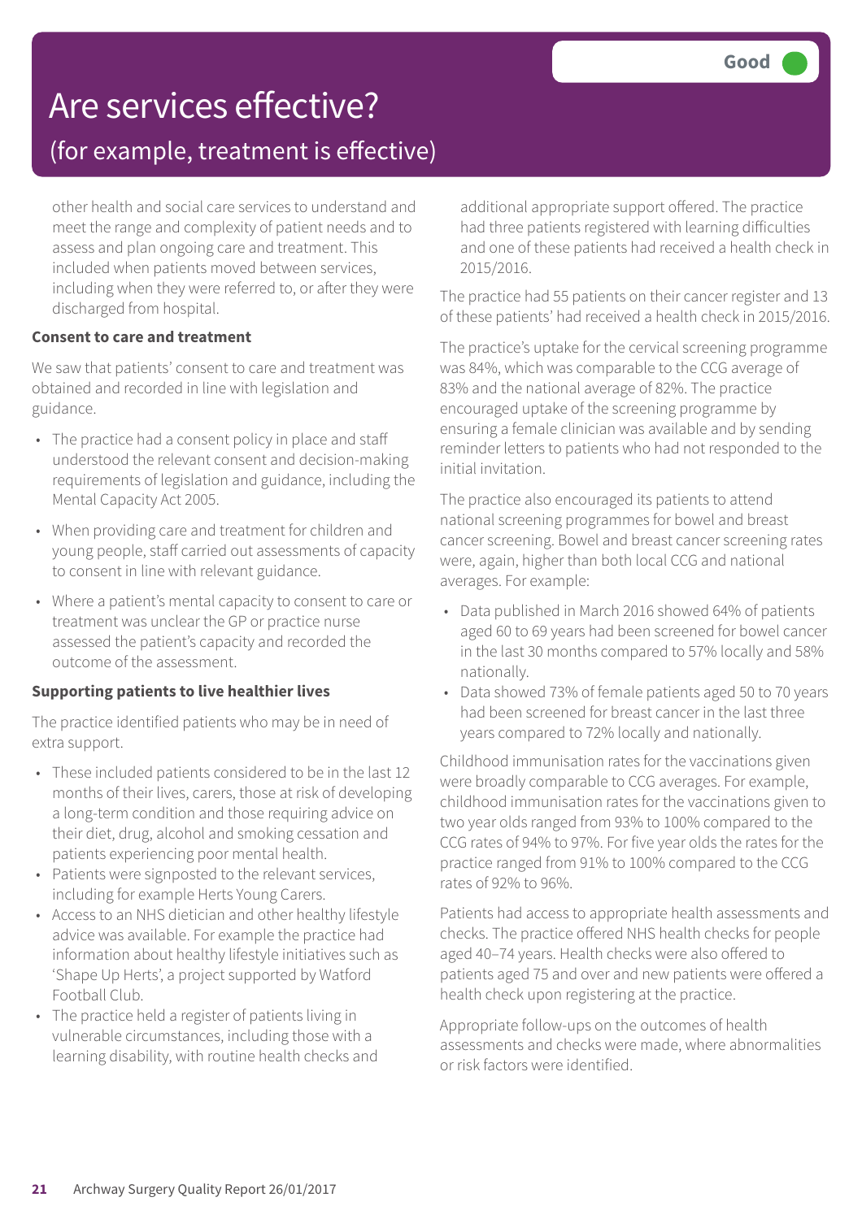# Are services effective?

## (for example, treatment is effective)

Good

other health and social care services to understand and meet the range and complexity of patient needs and to assess and plan ongoing care and treatment. This included when patients moved between services, including when they were referred to, or after they were discharged from hospital.

**Consent to care and treatment**

We saw that patients' consent to care and treatment was obtained and recorded in line with legislation and guidance.

- The practice had a consent policy in place and staff understood the relevant consent and decision-making requirements of legislation and guidance, including the Mental Capacity Act 2005.
- When providing care and treatment for children and young people, staff carried out assessments of capacity to consent in line with relevant guidance.
- Where a patient's mental capacity to consent to care or treatment was unclear the GP or practice nurse assessed the patient's capacity and recorded the outcome of the assessment.

**Supporting patients to live healthier lives**

The practice identified patients who may be in need of extra support.

- These included patients considered to be in the last 12 months of their lives, carers, those at risk of developing a long-term condition and those requiring advice on their diet, drug, alcohol and smoking cessation and patients experiencing poor mental health.
- Patients were signposted to the relevant services, including for example Herts Young Carers.
- Access to an NHS dietician and other healthy lifestyle advice was available. For example the practice had information about healthy lifestyle initiatives such as 'Shape Up Herts', a project supported by Watford Football Club.
- The practice held a register of patients living in vulnerable circumstances, including those with a learning disability, with routine health checks and additional appropriate support offered. The practice had three patients registered with learning difficulties and one of these patients had received a health check in 2015/2016.

The practice had 55 patients on their cancer register and 13 of these patients' had received a health check in 2015/2016.

The practice's uptake for the cervical screening programme was 84%, which was comparable to the CCG average of 83% and the national average of 82%. The practice encouraged uptake of the screening programme by ensuring a female clinician was available and by sending reminder letters to patients who had not responded to the initial invitation.

The practice also encouraged its patients to attend national screening programmes for bowel and breast cancer screening. Bowel and breast cancer screening rates were, again, higher than both local CCG and national averages. For example:

- Data published in March 2016 showed 64% of patients aged 60 to 69 years had been screened for bowel cancer in the last 30 months compared to 57% locally and 58% nationally.
- Data showed 73% of female patients aged 50 to 70 years had been screened for breast cancer in the last three years compared to 72% locally and nationally.

Childhood immunisation rates for the vaccinations given were broadly comparable to CCG averages. For example, childhood immunisation rates for the vaccinations given to two year olds ranged from 93% to 100% compared to the CCG rates of 94% to 97%. For five year olds the rates for the practice ranged from 91% to 100% compared to the CCG rates of 92% to 96%.

Patients had access to appropriate health assessments and checks. The practice offered NHS health checks for people aged 40–74 years. Health checks were also offered to patients aged 75 and over and new patients were offered a health check upon registering at the practice.

Appropriate follow-ups on the outcomes of health assessments and checks were made, where abnormalities or risk factors were identified.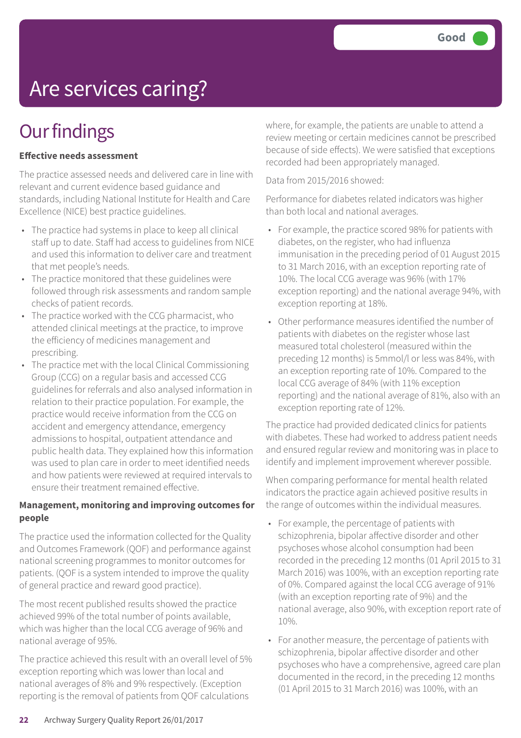Good

# Are services caring?

## Our findings

**Effective needs assessment**

The practice assessed needs and delivered care in line with relevant and current evidence based guidance and standards, including National Institute for Health and Care Excellence (NICE) best practice guidelines.

- The practice had systems in place to keep all clinical staff up to date. Staff had access to guidelines from NICE and used this information to deliver care and treatment that met people's needs.
- The practice monitored that these guidelines were followed through risk assessments and random sample checks of patient records.
- The practice worked with the CCG pharmacist, who attended clinical meetings at the practice, to improve the efficiency of medicines management and prescribing.
- The practice met with the local Clinical Commissioning Group (CCG) on a regular basis and accessed CCG guidelines for referrals and also analysed information in relation to their practice population. For example, the practice would receive information from the CCG on accident and emergency attendance, emergency admissions to hospital, outpatient attendance and public health data. They explained how this information was used to plan care in order to meet identified needs and how patients were reviewed at required intervals to ensure their treatment remained effective.

**Management, monitoring and improving outcomes for people**

The practice used the information collected for the Quality and Outcomes Framework (QOF) and performance against national screening programmes to monitor outcomes for patients. (QOF is a system intended to improve the quality of general practice and reward good practice).

The most recent published results showed the practice achieved 99% of the total number of points available, which was higher than the local CCG average of 96% and national average of 95%.

The practice achieved this result with an overall level of 5% exception reporting which was lower than local and national averages of 8% and 9% respectively. (Exception reporting is the removal of patients from QOF calculations where, for example, the patients are unable to attend a review meeting or certain medicines cannot be prescribed because of side effects). We were satisfied that exceptions recorded had been appropriately managed.

Data from 2015/2016 showed:

Performance for diabetes related indicators was higher than both local and national averages.

- For example, the practice scored 98% for patients with diabetes, on the register, who had influenza immunisation in the preceding period of 01 August 2015 to 31 March 2016, with an exception reporting rate of 10%. The local CCG average was 96% (with 17% exception reporting) and the national average 94%, with exception reporting at 18%.
- Other performance measures identified the number of patients with diabetes on the register whose last measured total cholesterol (measured within the preceding 12 months) is 5mmol/l or less was 84%, with an exception reporting rate of 10%. Compared to the local CCG average of 84% (with 11% exception reporting) and the national average of 81%, also with an exception reporting rate of 12%.

The practice had provided dedicated clinics for patients with diabetes. These had worked to address patient needs and ensured regular review and monitoring was in place to identify and implement improvement wherever possible.

When comparing performance for mental health related indicators the practice again achieved positive results in the range of outcomes within the individual measures.

- For example, the percentage of patients with schizophrenia, bipolar affective disorder and other psychoses whose alcohol consumption had been recorded in the preceding 12 months (01 April 2015 to 31 March 2016) was 100%, with an exception reporting rate of 0%. Compared against the local CCG average of 91% (with an exception reporting rate of 9%) and the national average, also 90%, with exception report rate of 10%.
- For another measure, the percentage of patients with schizophrenia, bipolar affective disorder and other psychoses who have a comprehensive, agreed care plan documented in the record, in the preceding 12 months (01 April 2015 to 31 March 2016) was 100%, with an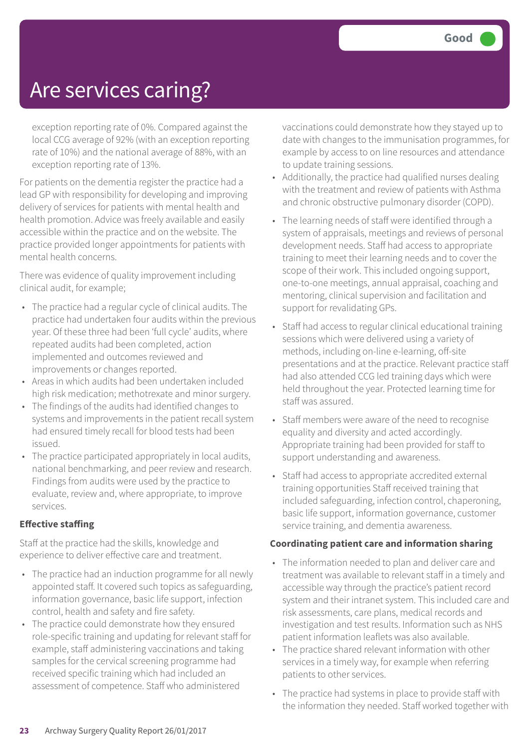# Are services caring?

Good

exception reporting rate of 0%. Compared against the local CCG average of 92% (with an exception reporting rate of 10%) and the national average of 88%, with an exception reporting rate of 13%.

For patients on the dementia register the practice had a lead GP with responsibility for developing and improving delivery of services for patients with mental health and health promotion. Advice was freely available and easily accessible within the practice and on the website. The practice provided longer appointments for patients with mental health concerns.

There was evidence of quality improvement including clinical audit, for example;

- The practice had a regular cycle of clinical audits. The practice had undertaken four audits within the previous year. Of these three had been 'full cycle' audits, where repeated audits had been completed, action implemented and outcomes reviewed and improvements or changes reported.
- Areas in which audits had been undertaken included high risk medication; methotrexate and minor surgery.
- The findings of the audits had identified changes to systems and improvements in the patient recall system had ensured timely recall for blood tests had been issued.
- The practice participated appropriately in local audits, national benchmarking, and peer review and research. Findings from audits were used by the practice to evaluate, review and, where appropriate, to improve services.

**Effective staffing**

Staff at the practice had the skills, knowledge and experience to deliver effective care and treatment.

- The practice had an induction programme for all newly appointed staff. It covered such topics as safeguarding, information governance, basic life support, infection control, health and safety and fire safety.
- The practice could demonstrate how they ensured role-specific training and updating for relevant staff for example, staff administering vaccinations and taking samples for the cervical screening programme had received specific training which had included an assessment of competence. Staff who administered vaccinations could demonstrate how they stayed up to date with changes to the immunisation programmes, for example by access to on line resources and attendance to update training sessions.
- Additionally, the practice had qualified nurses dealing with the treatment and review of patients with Asthma and chronic obstructive pulmonary disorder (COPD).
- The learning needs of staff were identified through a system of appraisals, meetings and reviews of personal development needs. Staff had access to appropriate training to meet their learning needs and to cover the scope of their work. This included ongoing support, one-to-one meetings, annual appraisal, coaching and mentoring, clinical supervision and facilitation and support for revalidating GPs.
- Staff had access to regular clinical educational training sessions which were delivered using a variety of methods, including on-line e-learning, off-site presentations and at the practice. Relevant practice staff had also attended CCG led training days which were held throughout the year. Protected learning time for staff was assured.
- Staff members were aware of the need to recognise equality and diversity and acted accordingly. Appropriate training had been provided for staff to support understanding and awareness.
- Staff had access to appropriate accredited external training opportunities Staff received training that included safeguarding, infection control, chaperoning, basic life support, information governance, customer service training, and dementia awareness.

**Coordinating patient care and information sharing**

- The information needed to plan and deliver care and treatment was available to relevant staff in a timely and accessible way through the practice's patient record system and their intranet system. This included care and risk assessments, care plans, medical records and investigation and test results. Information such as NHS patient information leaflets was also available.
- The practice shared relevant information with other services in a timely way, for example when referring patients to other services.
- The practice had systems in place to provide staff with the information they needed. Staff worked together with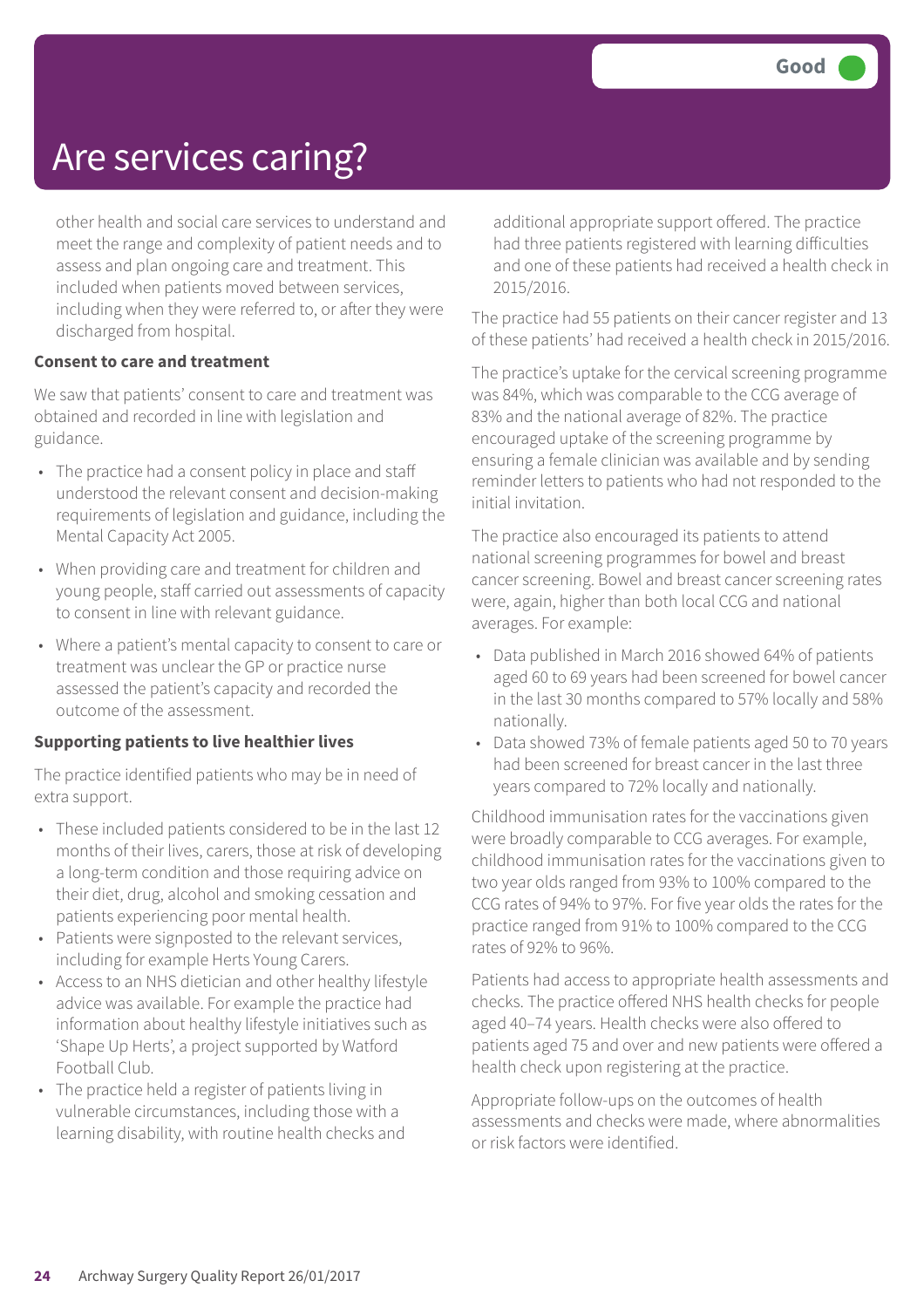# Are services caring?

Good

other health and social care services to understand and meet the range and complexity of patient needs and to assess and plan ongoing care and treatment. This included when patients moved between services, including when they were referred to, or after they were discharged from hospital.

**Consent to care and treatment**

We saw that patients' consent to care and treatment was obtained and recorded in line with legislation and guidance.

- The practice had a consent policy in place and staff understood the relevant consent and decision-making requirements of legislation and guidance, including the Mental Capacity Act 2005.
- When providing care and treatment for children and young people, staff carried out assessments of capacity to consent in line with relevant guidance.
- Where a patient's mental capacity to consent to care or treatment was unclear the GP or practice nurse assessed the patient's capacity and recorded the outcome of the assessment.

**Supporting patients to live healthier lives**

The practice identified patients who may be in need of extra support.

- These included patients considered to be in the last 12 months of their lives, carers, those at risk of developing a long-term condition and those requiring advice on their diet, drug, alcohol and smoking cessation and patients experiencing poor mental health.
- Patients were signposted to the relevant services, including for example Herts Young Carers.
- Access to an NHS dietician and other healthy lifestyle advice was available. For example the practice had information about healthy lifestyle initiatives such as 'Shape Up Herts', a project supported by Watford Football Club.
- The practice held a register of patients living in vulnerable circumstances, including those with a learning disability, with routine health checks and additional appropriate support offered. The practice had three patients registered with learning difficulties and one of these patients had received a health check in 2015/2016.

The practice had 55 patients on their cancer register and 13 of these patients' had received a health check in 2015/2016.

The practice's uptake for the cervical screening programme was 84%, which was comparable to the CCG average of 83% and the national average of 82%. The practice encouraged uptake of the screening programme by ensuring a female clinician was available and by sending reminder letters to patients who had not responded to the initial invitation.

The practice also encouraged its patients to attend national screening programmes for bowel and breast cancer screening. Bowel and breast cancer screening rates were, again, higher than both local CCG and national averages. For example:

- Data published in March 2016 showed 64% of patients aged 60 to 69 years had been screened for bowel cancer in the last 30 months compared to 57% locally and 58% nationally.
- Data showed 73% of female patients aged 50 to 70 years had been screened for breast cancer in the last three years compared to 72% locally and nationally.

Childhood immunisation rates for the vaccinations given were broadly comparable to CCG averages. For example, childhood immunisation rates for the vaccinations given to two year olds ranged from 93% to 100% compared to the CCG rates of 94% to 97%. For five year olds the rates for the practice ranged from 91% to 100% compared to the CCG rates of 92% to 96%.

Patients had access to appropriate health assessments and checks. The practice offered NHS health checks for people aged 40–74 years. Health checks were also offered to patients aged 75 and over and new patients were offered a health check upon registering at the practice.

Appropriate follow-ups on the outcomes of health assessments and checks were made, where abnormalities or risk factors were identified.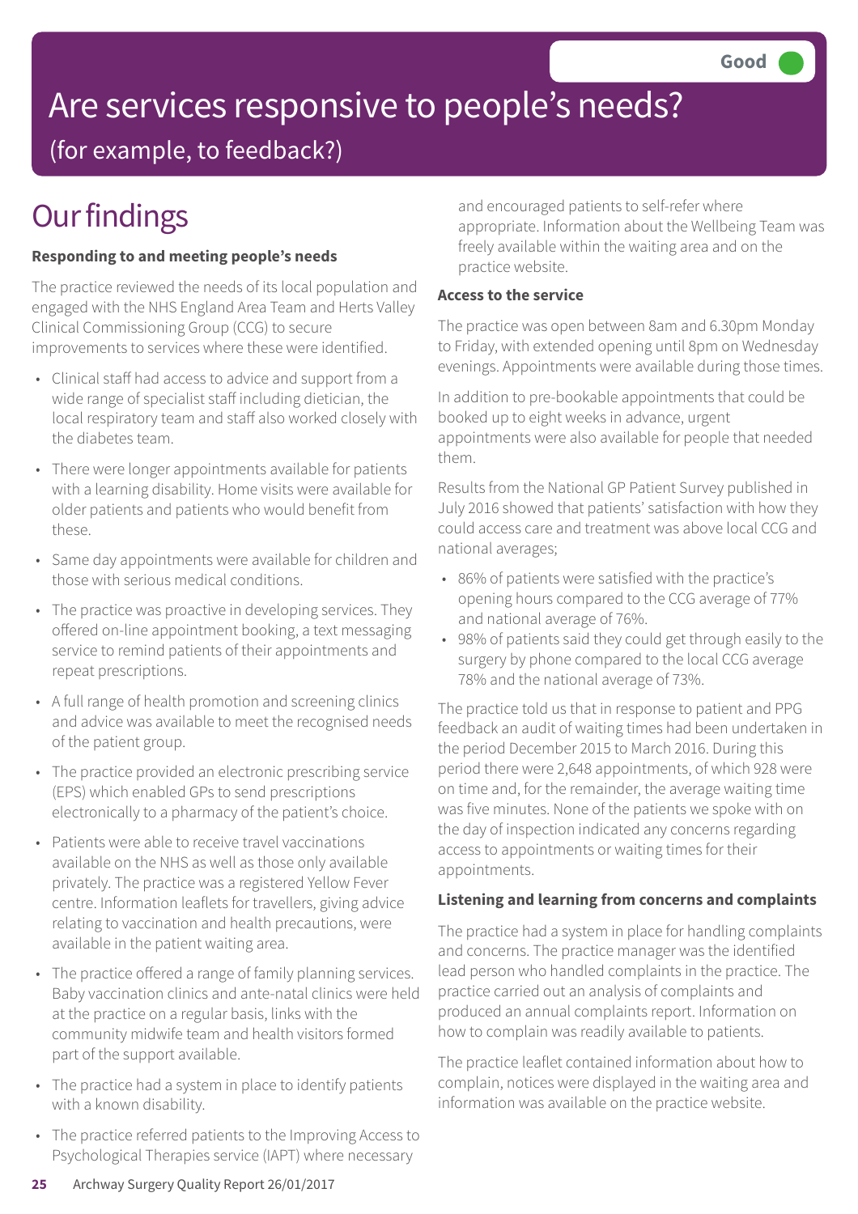# Are services responsive to people's needs?

(for example, to feedback?)

**Good**

## Our findings

### Responding to and meeting people's needs

The practice reviewed the needs of its local population and engaged with the NHS England Area Team and Herts Valley Clinical Commissioning Group (CCG) to secure improvements to services where these were identified.

- Clinical staff had access to advice and support from a wide range of specialist staff including dietician, the local respiratory team and staff also worked closely with the diabetes team.
- There were longer appointments available for patients with a learning disability. Home visits were available for older patients and patients who would benefit from these.
- Same day appointments were available for children and those with serious medical conditions.
- The practice was proactive in developing services. They offered on-line appointment booking, a text messaging service to remind patients of their appointments and repeat prescriptions.
- A full range of health promotion and screening clinics and advice was available to meet the recognised needs of the patient group.
- The practice provided an electronic prescribing service (EPS) which enabled GPs to send prescriptions electronically to a pharmacy of the patient's choice.
- Patients were able to receive travel vaccinations available on the NHS as well as those only available privately. The practice was a registered Yellow Fever centre. Information leaflets for travellers, giving advice relating to vaccination and health precautions, were available in the patient waiting area.
- The practice offered a range of family planning services. Baby vaccination clinics and ante-natal clinics were held at the practice on a regular basis, links with the community midwife team and health visitors formed part of the support available.
- The practice had a system in place to identify patients with a known disability.
- The practice referred patients to the Improving Access to Psychological Therapies service (IAPT) where necessary and encouraged patients to self-refer where appropriate. Information about the Wellbeing Team was freely available within the waiting area and on the practice website.

### Access to the service

The practice was open between 8am and 6.30pm Monday to Friday, with extended opening until 8pm on Wednesday evenings. Appointments were available during those times.

In addition to pre-bookable appointments that could be booked up to eight weeks in advance, urgent appointments were also available for people that needed them.

Results from the National GP Patient Survey published in July 2016 showed that patients' satisfaction with how they could access care and treatment was above local CCG and national averages;

- 86% of patients were satisfied with the practice's opening hours compared to the CCG average of 77% and national average of 76%.
- 98% of patients said they could get through easily to the surgery by phone compared to the local CCG average 78% and the national average of 73%.

The practice told us that in response to patient and PPG feedback an audit of waiting times had been undertaken in the period December 2015 to March 2016. During this period there were 2,648 appointments, of which 928 were on time and, for the remainder, the average waiting time was five minutes. None of the patients we spoke with on the day of inspection indicated any concerns regarding access to appointments or waiting times for their appointments.

### Listening and learning from concerns and complaints

The practice had a system in place for handling complaints and concerns. The practice manager was the identified lead person who handled complaints in the practice. The practice carried out an analysis of complaints and produced an annual complaints report. Information on how to complain was readily available to patients.

The practice leaflet contained information about how to complain, notices were displayed in the waiting area and information was available on the practice website.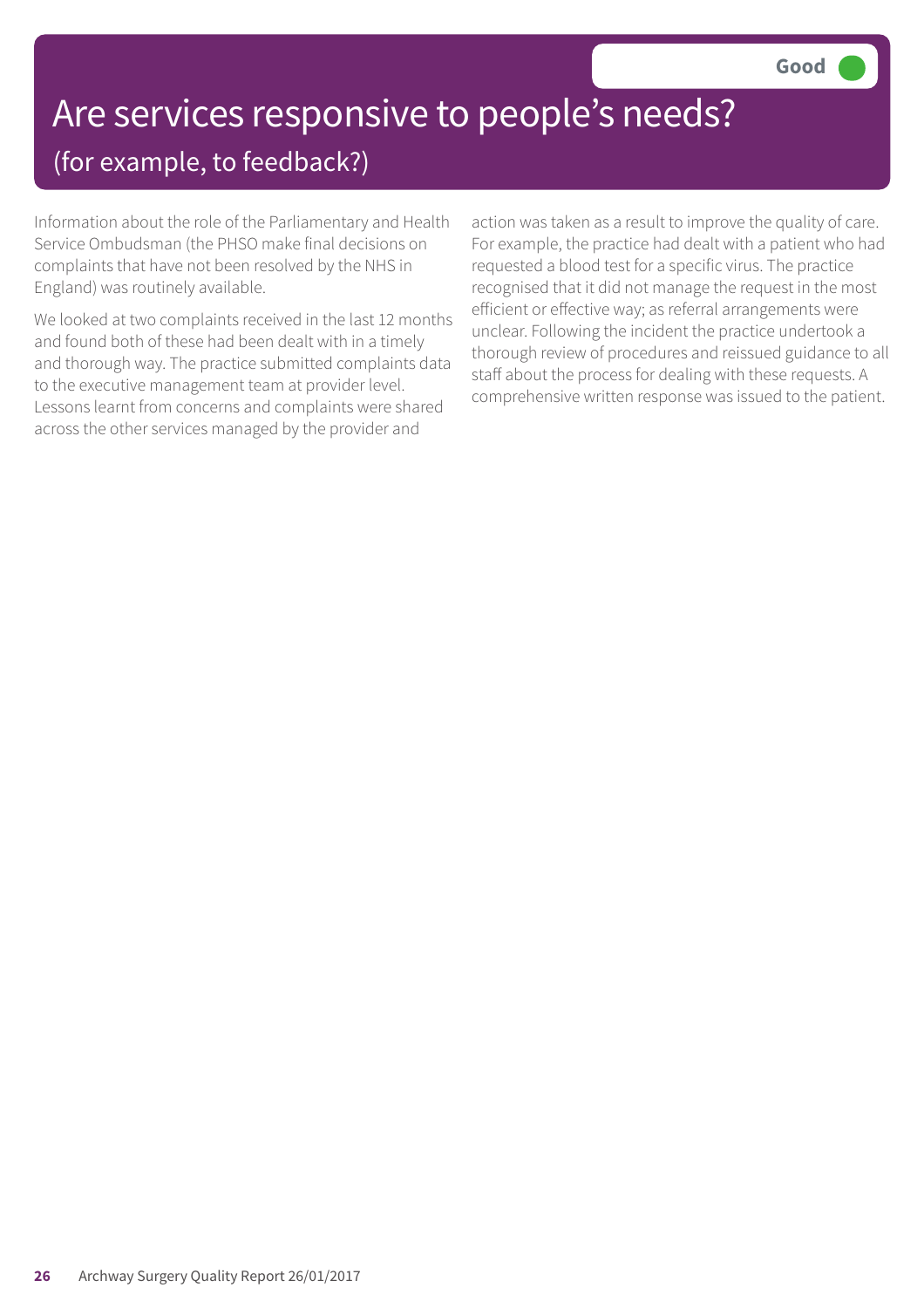# Are services responsive to people's needs?

## (for example, to feedback?)

**Good**

Information about the role of the Parliamentary and Health Service Ombudsman (the PHSO make final decisions on complaints that have not been resolved by the NHS in England) was routinely available.

We looked at two complaints received in the last 12 months and found both of these had been dealt with in a timely and thorough way. The practice submitted complaints data to the executive management team at provider level. Lessons learnt from concerns and complaints were shared across the other services managed by the provider and action was taken as a result to improve the quality of care. For example, the practice had dealt with a patient who had requested a blood test for a specific virus. The practice recognised that it did not manage the request in the most efficient or effective way; as referral arrangements were unclear. Following the incident the practice undertook a thorough review of procedures and reissued guidance to all staff about the process for dealing with these requests. A comprehensive written response was issued to the patient.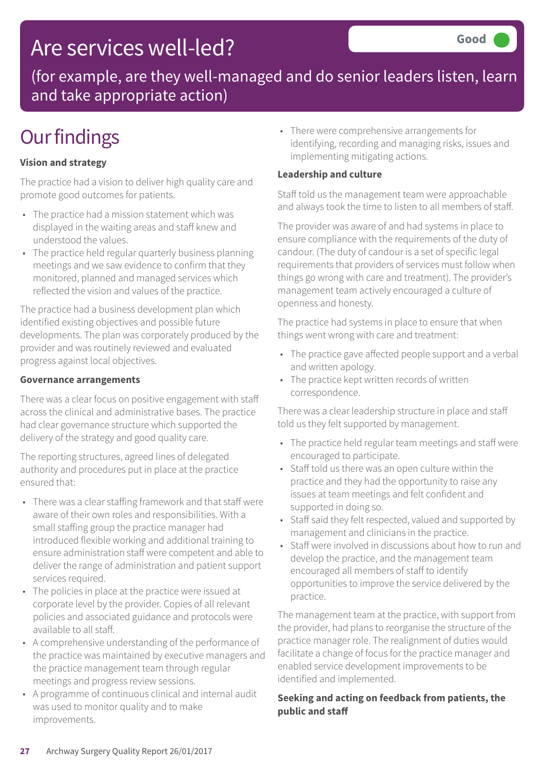# Are services well-led?

**Good**

(for example, are they well-managed and do senior leaders listen, learn and take appropriate action)

## Our findings

**Vision and strategy**

The practice had a vision to deliver high quality care and promote good outcomes for patients.

- The practice had a mission statement which was displayed in the waiting areas and staff knew and understood the values.
- The practice held regular quarterly business planning meetings and we saw evidence to confirm that they monitored, planned and managed services which reflected the vision and values of the practice.

The practice had a business development plan which identified existing objectives and possible future developments. The plan was corporately produced by the provider and was routinely reviewed and evaluated progress against local objectives.

**Governance arrangements**

There was a clear focus on positive engagement with staff across the clinical and administrative bases. The practice had clear governance structure which supported the delivery of the strategy and good quality care.

The reporting structures, agreed lines of delegated authority and procedures put in place at the practice ensured that:

- There was a clear staffing framework and that staff were aware of their own roles and responsibilities. With a small staffing group the practice manager had introduced flexible working and additional training to ensure administration staff were competent and able to deliver the range of administration and patient support services required.
- The policies in place at the practice were issued at corporate level by the provider. Copies of all relevant policies and associated guidance and protocols were available to all staff.
- A comprehensive understanding of the performance of the practice was maintained by executive managers and the practice management team through regular meetings and progress review sessions.
- A programme of continuous clinical and internal audit was used to monitor quality and to make improvements.
- There were comprehensive arrangements for identifying, recording and managing risks, issues and implementing mitigating actions.

**Leadership and culture**

Staff told us the management team were approachable and always took the time to listen to all members of staff.

The provider was aware of and had systems in place to ensure compliance with the requirements of the duty of candour. (The duty of candour is a set of specific legal requirements that providers of services must follow when things go wrong with care and treatment). The provider's management team actively encouraged a culture of openness and honesty.

The practice had systems in place to ensure that when things went wrong with care and treatment:

- The practice gave affected people support and a verbal and written apology.
- The practice kept written records of written correspondence.

There was a clear leadership structure in place and staff told us they felt supported by management.

- The practice held regular team meetings and staff were encouraged to participate.
- Staff told us there was an open culture within the practice and they had the opportunity to raise any issues at team meetings and felt confident and supported in doing so.
- Staff said they felt respected, valued and supported by management and clinicians in the practice.
- Staff were involved in discussions about how to run and develop the practice, and the management team encouraged all members of staff to identify opportunities to improve the service delivered by the practice.

The management team at the practice, with support from the provider, had plans to reorganise the structure of the practice manager role. The realignment of duties would facilitate a change of focus for the practice manager and enabled service development improvements to be identified and implemented.

**Seeking and acting on feedback from patients, the public and staff**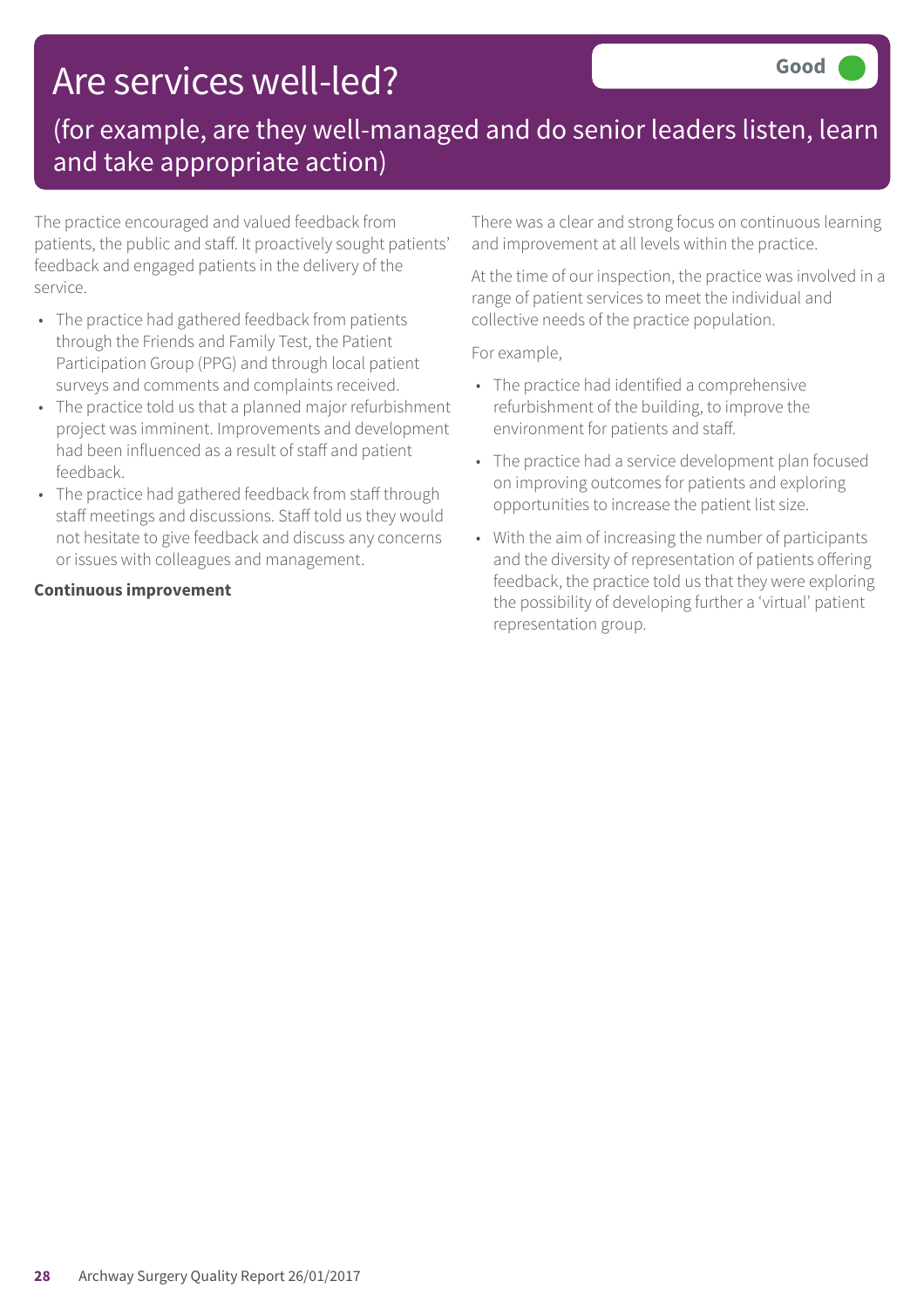# Are services well-led?

Good

## (for example, are they well-managed and do senior leaders listen, learn and take appropriate action)

The practice encouraged and valued feedback from patients, the public and staff. It proactively sought patients' feedback and engaged patients in the delivery of the service.

- The practice had gathered feedback from patients through the Friends and Family Test, the Patient Participation Group (PPG) and through local patient surveys and comments and complaints received.
- The practice told us that a planned major refurbishment project was imminent. Improvements and development had been influenced as a result of staff and patient feedback.
- The practice had gathered feedback from staff through staff meetings and discussions. Staff told us they would not hesitate to give feedback and discuss any concerns or issues with colleagues and management.

**Continuous improvement**

There was a clear and strong focus on continuous learning and improvement at all levels within the practice.

At the time of our inspection, the practice was involved in a range of patient services to meet the individual and collective needs of the practice population.

For example,

- The practice had identified a comprehensive refurbishment of the building, to improve the environment for patients and staff.
- The practice had a service development plan focused on improving outcomes for patients and exploring opportunities to increase the patient list size.
- With the aim of increasing the number of participants and the diversity of representation of patients offering feedback, the practice told us that they were exploring the possibility of developing further a 'virtual' patient representation group.